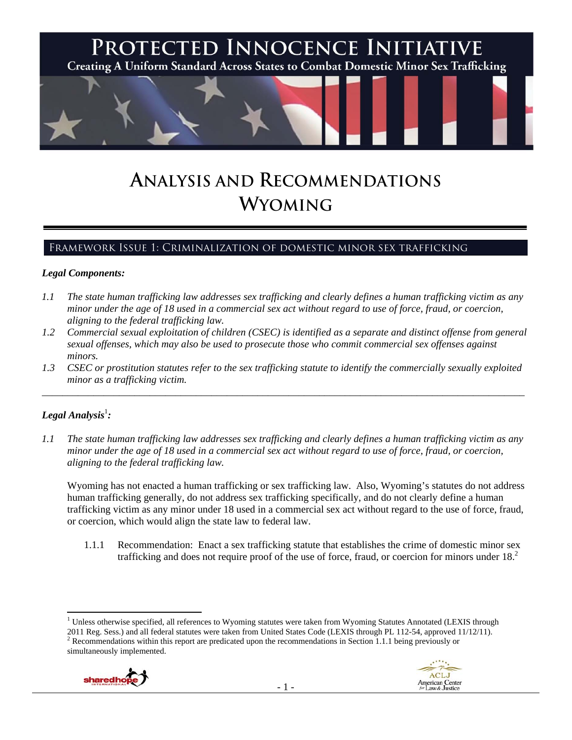# PROTECTED INNOCENCE INITIATIVE

Creating A Uniform Standard Across States to Combat Domestic Minor Sex Trafficking

# ANALYSIS AND RECOMMENDATIONS WYOMING

## FRAMEWORK ISSUE 1: CRIMINALIZATION OF DOMESTIC MINOR SEX TRAFFICKING

### *Legal Components:*

*1.1 The state human trafficking law addresses sex trafficking and clearly defines a human trafficking victim as any minor under the age of 18 used in a commercial sex act without regard to use of force, fraud, or coercion, aligning to the federal trafficking law.*

*1.2 Commercial sexual exploitation of children (CSEC) is identified as a separate and distinct offense from general sexual offenses, which may also be used to prosecute those who commit commercial sex offenses against minors.*

*1.3 CSEC or prostitution statutes refer to the sex trafficking statute to identify the commercially sexually exploited minor as a trafficking victim.*

---

### *Legal Analysis*[1]*:*

*1.1 The state human trafficking law addresses sex trafficking and clearly defines a human trafficking victim as any minor under the age of 18 used in a commercial sex act without regard to use of force, fraud, or coercion, aligning to the federal trafficking law.*

Wyoming has not enacted a human trafficking or sex trafficking law. Also, Wyoming's statutes do not address human trafficking generally, do not address sex trafficking specifically, and do not clearly define a human trafficking victim as any minor under 18 used in a commercial sex act without regard to the use of force, fraud, or coercion, which would align the state law to federal law.

1.1.1 Recommendation: Enact a sex trafficking statute that establishes the crime of domestic minor sex trafficking and does not require proof of the use of force, fraud, or coercion for minors under 18.[2]

---

[1] Unless otherwise specified, all references to Wyoming statutes were taken from Wyoming Statutes Annotated (LEXIS through 2011 Reg. Sess.) and all federal statutes were taken from United States Code (LEXIS through PL 112-54, approved 11/12/11).

[2] Recommendations within this report are predicated upon the recommendations in Section 1.1.1 being previously or simultaneously implemented.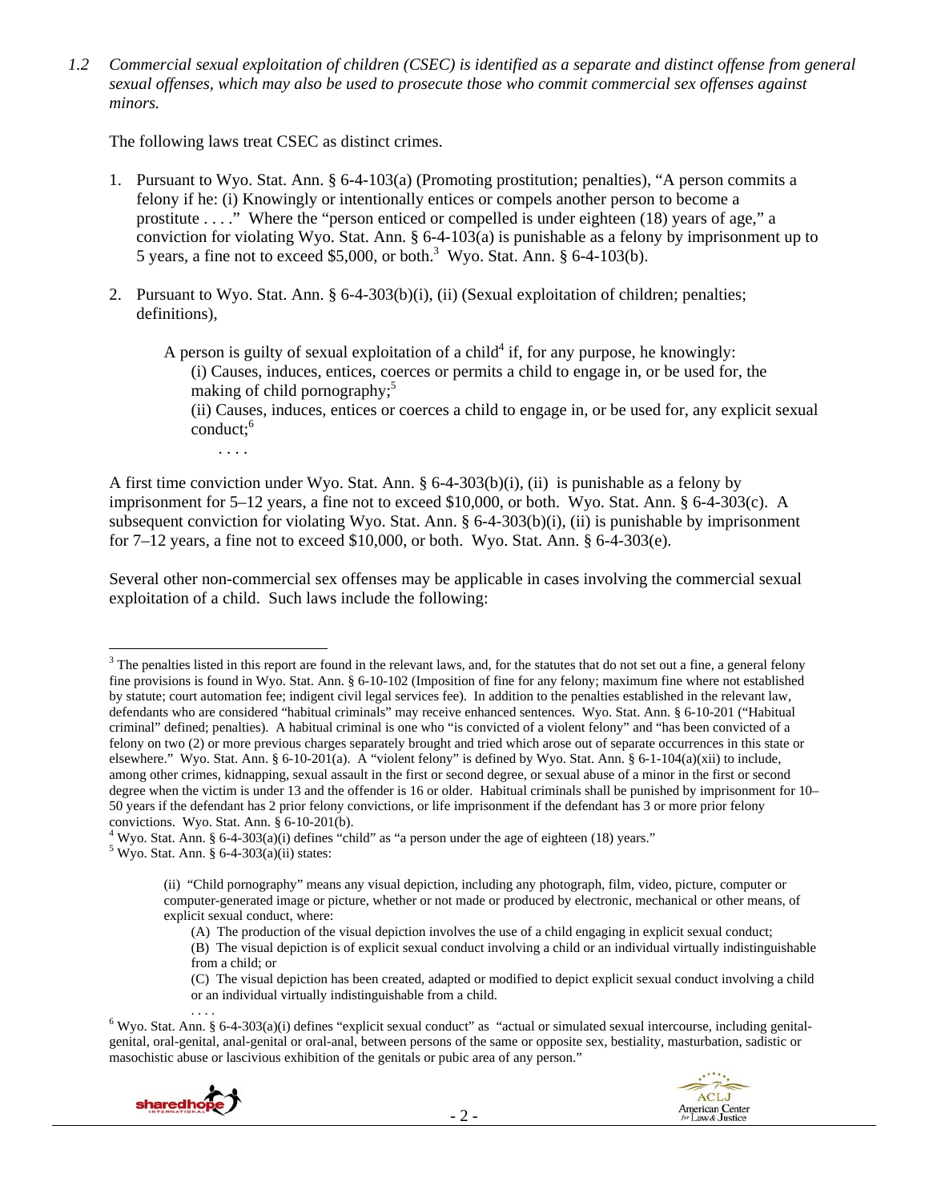*1.2 Commercial sexual exploitation of children (CSEC) is identified as a separate and distinct offense from general sexual offenses, which may also be used to prosecute those who commit commercial sex offenses against minors.*

The following laws treat CSEC as distinct crimes.

1. Pursuant to Wyo. Stat. Ann. § 6-4-103(a) (Promoting prostitution; penalties), "A person commits a felony if he: (i) Knowingly or intentionally entices or compels another person to become a prostitute . . . ." Where the "person enticed or compelled is under eighteen (18) years of age," a conviction for violating Wyo. Stat. Ann. § 6-4-103(a) is punishable as a felony by imprisonment up to 5 years, a fine not to exceed $5,000, or both.[3] Wyo. Stat. Ann. § 6-4-103(b).

2. Pursuant to Wyo. Stat. Ann. § 6-4-303(b)(i), (ii) (Sexual exploitation of children; penalties; definitions),

   > A person is guilty of sexual exploitation of a child[4] if, for any purpose, he knowingly:
   > (i) Causes, induces, entices, coerces or permits a child to engage in, or be used for, the making of child pornography;[5]
   > (ii) Causes, induces, entices or coerces a child to engage in, or be used for, any explicit sexual conduct;[6]
   > . . . .

A first time conviction under Wyo. Stat. Ann. § 6-4-303(b)(i), (ii) is punishable as a felony by imprisonment for 5–12 years, a fine not to exceed $10,000, or both. Wyo. Stat. Ann. § 6-4-303(c). A subsequent conviction for violating Wyo. Stat. Ann. § 6-4-303(b)(i), (ii) is punishable by imprisonment for 7–12 years, a fine not to exceed $10,000, or both. Wyo. Stat. Ann. § 6-4-303(e).

Several other non-commercial sex offenses may be applicable in cases involving the commercial sexual exploitation of a child. Such laws include the following:

---

[3] The penalties listed in this report are found in the relevant laws, and, for the statutes that do not set out a fine, a general felony fine provisions is found in Wyo. Stat. Ann. § 6-10-102 (Imposition of fine for any felony; maximum fine where not established by statute; court automation fee; indigent civil legal services fee). In addition to the penalties established in the relevant law, defendants who are considered "habitual criminals" may receive enhanced sentences. Wyo. Stat. Ann. § 6-10-201 ("Habitual criminal" defined; penalties). A habitual criminal is one who "is convicted of a violent felony" and "has been convicted of a felony on two (2) or more previous charges separately brought and tried which arose out of separate occurrences in this state or elsewhere." Wyo. Stat. Ann. § 6-10-201(a). A "violent felony" is defined by Wyo. Stat. Ann. § 6-1-104(a)(xii) to include, among other crimes, kidnapping, sexual assault in the first or second degree, or sexual abuse of a minor in the first or second degree when the victim is under 13 and the offender is 16 or older. Habitual criminals shall be punished by imprisonment for 10–50 years if the defendant has 2 prior felony convictions, or life imprisonment if the defendant has 3 or more prior felony convictions. Wyo. Stat. Ann. § 6-10-201(b).

[4] Wyo. Stat. Ann. § 6-4-303(a)(i) defines "child" as "a person under the age of eighteen (18) years."

[5] Wyo. Stat. Ann. § 6-4-303(a)(ii) states:

> (ii) "Child pornography" means any visual depiction, including any photograph, film, video, picture, computer or computer-generated image or picture, whether or not made or produced by electronic, mechanical or other means, of explicit sexual conduct, where:
> (A) The production of the visual depiction involves the use of a child engaging in explicit sexual conduct;
> (B) The visual depiction is of explicit sexual conduct involving a child or an individual virtually indistinguishable from a child; or
> (C) The visual depiction has been created, adapted or modified to depict explicit sexual conduct involving a child or an individual virtually indistinguishable from a child.
> . . . .

[6] Wyo. Stat. Ann. § 6-4-303(a)(i) defines "explicit sexual conduct" as "actual or simulated sexual intercourse, including genital-genital, oral-genital, anal-genital or oral-anal, between persons of the same or opposite sex, bestiality, masturbation, sadistic or masochistic abuse or lascivious exhibition of the genitals or pubic area of any person."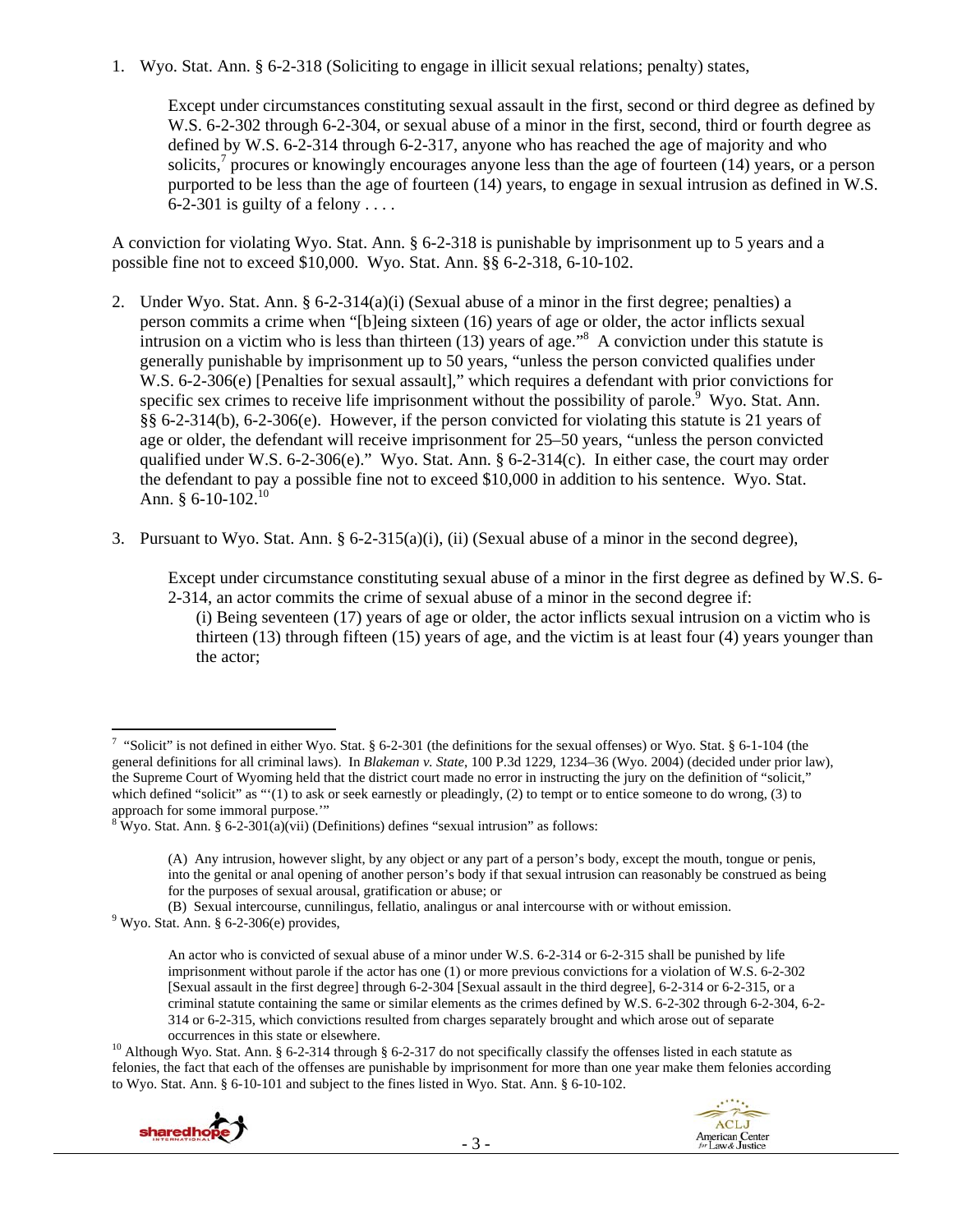1. Wyo. Stat. Ann. § 6-2-318 (Soliciting to engage in illicit sexual relations; penalty) states,

   > Except under circumstances constituting sexual assault in the first, second or third degree as defined by W.S. 6-2-302 through 6-2-304, or sexual abuse of a minor in the first, second, third or fourth degree as defined by W.S. 6-2-314 through 6-2-317, anyone who has reached the age of majority and who solicits,[7] procures or knowingly encourages anyone less than the age of fourteen (14) years, or a person purported to be less than the age of fourteen (14) years, to engage in sexual intrusion as defined in W.S. 6-2-301 is guilty of a felony . . . .

A conviction for violating Wyo. Stat. Ann. § 6-2-318 is punishable by imprisonment up to 5 years and a possible fine not to exceed $10,000. Wyo. Stat. Ann. §§ 6-2-318, 6-10-102.

2. Under Wyo. Stat. Ann. § 6-2-314(a)(i) (Sexual abuse of a minor in the first degree; penalties) a person commits a crime when "[b]eing sixteen (16) years of age or older, the actor inflicts sexual intrusion on a victim who is less than thirteen (13) years of age."[8] A conviction under this statute is generally punishable by imprisonment up to 50 years, "unless the person convicted qualifies under W.S. 6-2-306(e) [Penalties for sexual assault]," which requires a defendant with prior convictions for specific sex crimes to receive life imprisonment without the possibility of parole.[9] Wyo. Stat. Ann. §§ 6-2-314(b), 6-2-306(e). However, if the person convicted for violating this statute is 21 years of age or older, the defendant will receive imprisonment for 25–50 years, "unless the person convicted qualified under W.S. 6-2-306(e)." Wyo. Stat. Ann. § 6-2-314(c). In either case, the court may order the defendant to pay a possible fine not to exceed $10,000 in addition to his sentence. Wyo. Stat. Ann. § 6-10-102.[10]

3. Pursuant to Wyo. Stat. Ann. § 6-2-315(a)(i), (ii) (Sexual abuse of a minor in the second degree),

   > Except under circumstance constituting sexual abuse of a minor in the first degree as defined by W.S. 6-2-314, an actor commits the crime of sexual abuse of a minor in the second degree if:
   >
   > (i) Being seventeen (17) years of age or older, the actor inflicts sexual intrusion on a victim who is thirteen (13) through fifteen (15) years of age, and the victim is at least four (4) years younger than the actor;

---

[7] "Solicit" is not defined in either Wyo. Stat. § 6-2-301 (the definitions for the sexual offenses) or Wyo. Stat. § 6-1-104 (the general definitions for all criminal laws). In *Blakeman v. State*, 100 P.3d 1229, 1234–36 (Wyo. 2004) (decided under prior law), the Supreme Court of Wyoming held that the district court made no error in instructing the jury on the definition of "solicit," which defined "solicit" as "'(1) to ask or seek earnestly or pleadingly, (2) to tempt or to entice someone to do wrong, (3) to approach for some immoral purpose.'"

[8] Wyo. Stat. Ann. § 6-2-301(a)(vii) (Definitions) defines "sexual intrusion" as follows:

> (A) Any intrusion, however slight, by any object or any part of a person's body, except the mouth, tongue or penis, into the genital or anal opening of another person's body if that sexual intrusion can reasonably be construed as being for the purposes of sexual arousal, gratification or abuse; or
>
> (B) Sexual intercourse, cunnilingus, fellatio, analingus or anal intercourse with or without emission.

[9] Wyo. Stat. Ann. § 6-2-306(e) provides,

> An actor who is convicted of sexual abuse of a minor under W.S. 6-2-314 or 6-2-315 shall be punished by life imprisonment without parole if the actor has one (1) or more previous convictions for a violation of W.S. 6-2-302 [Sexual assault in the first degree] through 6-2-304 [Sexual assault in the third degree], 6-2-314 or 6-2-315, or a criminal statute containing the same or similar elements as the crimes defined by W.S. 6-2-302 through 6-2-304, 6-2-314 or 6-2-315, which convictions resulted from charges separately brought and which arose out of separate occurrences in this state or elsewhere.

[10] Although Wyo. Stat. Ann. § 6-2-314 through § 6-2-317 do not specifically classify the offenses listed in each statute as felonies, the fact that each of the offenses are punishable by imprisonment for more than one year make them felonies according to Wyo. Stat. Ann. § 6-10-101 and subject to the fines listed in Wyo. Stat. Ann. § 6-10-102.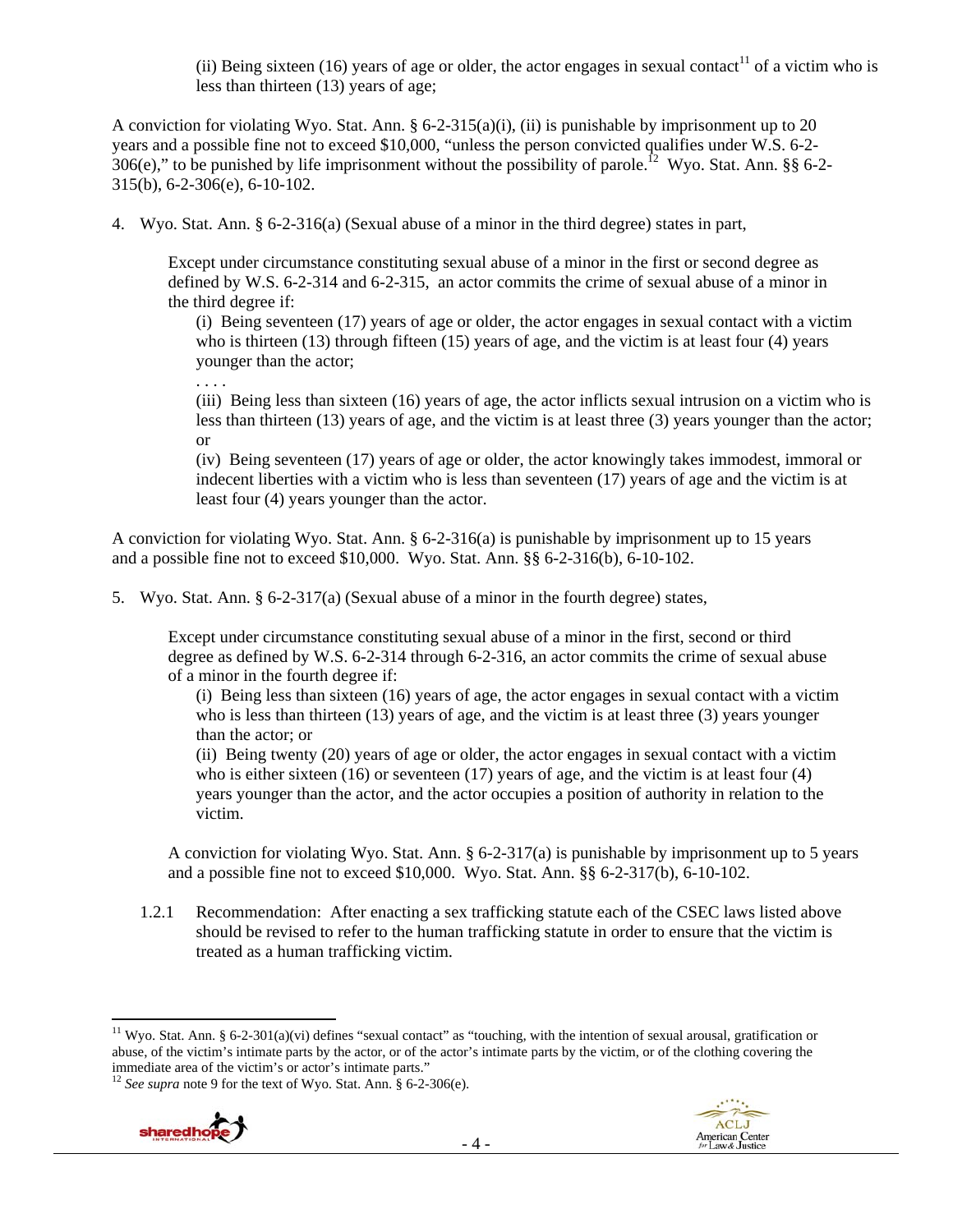(ii) Being sixteen (16) years of age or older, the actor engages in sexual contact[11] of a victim who is less than thirteen (13) years of age;

A conviction for violating Wyo. Stat. Ann. § 6-2-315(a)(i), (ii) is punishable by imprisonment up to 20 years and a possible fine not to exceed $10,000, "unless the person convicted qualifies under W.S. 6-2-306(e)," to be punished by life imprisonment without the possibility of parole.[12] Wyo. Stat. Ann. §§ 6-2-315(b), 6-2-306(e), 6-10-102.

4. Wyo. Stat. Ann. § 6-2-316(a) (Sexual abuse of a minor in the third degree) states in part,

> Except under circumstance constituting sexual abuse of a minor in the first or second degree as defined by W.S. 6-2-314 and 6-2-315, an actor commits the crime of sexual abuse of a minor in the third degree if:
>
> (i) Being seventeen (17) years of age or older, the actor engages in sexual contact with a victim who is thirteen (13) through fifteen (15) years of age, and the victim is at least four (4) years younger than the actor;
>
> . . . .
>
> (iii) Being less than sixteen (16) years of age, the actor inflicts sexual intrusion on a victim who is less than thirteen (13) years of age, and the victim is at least three (3) years younger than the actor; or
>
> (iv) Being seventeen (17) years of age or older, the actor knowingly takes immodest, immoral or indecent liberties with a victim who is less than seventeen (17) years of age and the victim is at least four (4) years younger than the actor.

A conviction for violating Wyo. Stat. Ann. § 6-2-316(a) is punishable by imprisonment up to 15 years and a possible fine not to exceed $10,000. Wyo. Stat. Ann. §§ 6-2-316(b), 6-10-102.

5. Wyo. Stat. Ann. § 6-2-317(a) (Sexual abuse of a minor in the fourth degree) states,

> Except under circumstance constituting sexual abuse of a minor in the first, second or third degree as defined by W.S. 6-2-314 through 6-2-316, an actor commits the crime of sexual abuse of a minor in the fourth degree if:
>
> (i) Being less than sixteen (16) years of age, the actor engages in sexual contact with a victim who is less than thirteen (13) years of age, and the victim is at least three (3) years younger than the actor; or
>
> (ii) Being twenty (20) years of age or older, the actor engages in sexual contact with a victim who is either sixteen (16) or seventeen (17) years of age, and the victim is at least four (4) years younger than the actor, and the actor occupies a position of authority in relation to the victim.
>
> A conviction for violating Wyo. Stat. Ann. § 6-2-317(a) is punishable by imprisonment up to 5 years and a possible fine not to exceed $10,000. Wyo. Stat. Ann. §§ 6-2-317(b), 6-10-102.

1.2.1 Recommendation: After enacting a sex trafficking statute each of the CSEC laws listed above should be revised to refer to the human trafficking statute in order to ensure that the victim is treated as a human trafficking victim.

---

[11] Wyo. Stat. Ann. § 6-2-301(a)(vi) defines "sexual contact" as "touching, with the intention of sexual arousal, gratification or abuse, of the victim's intimate parts by the actor, or of the actor's intimate parts by the victim, or of the clothing covering the immediate area of the victim's or actor's intimate parts."

[12] *See supra* note 9 for the text of Wyo. Stat. Ann. § 6-2-306(e).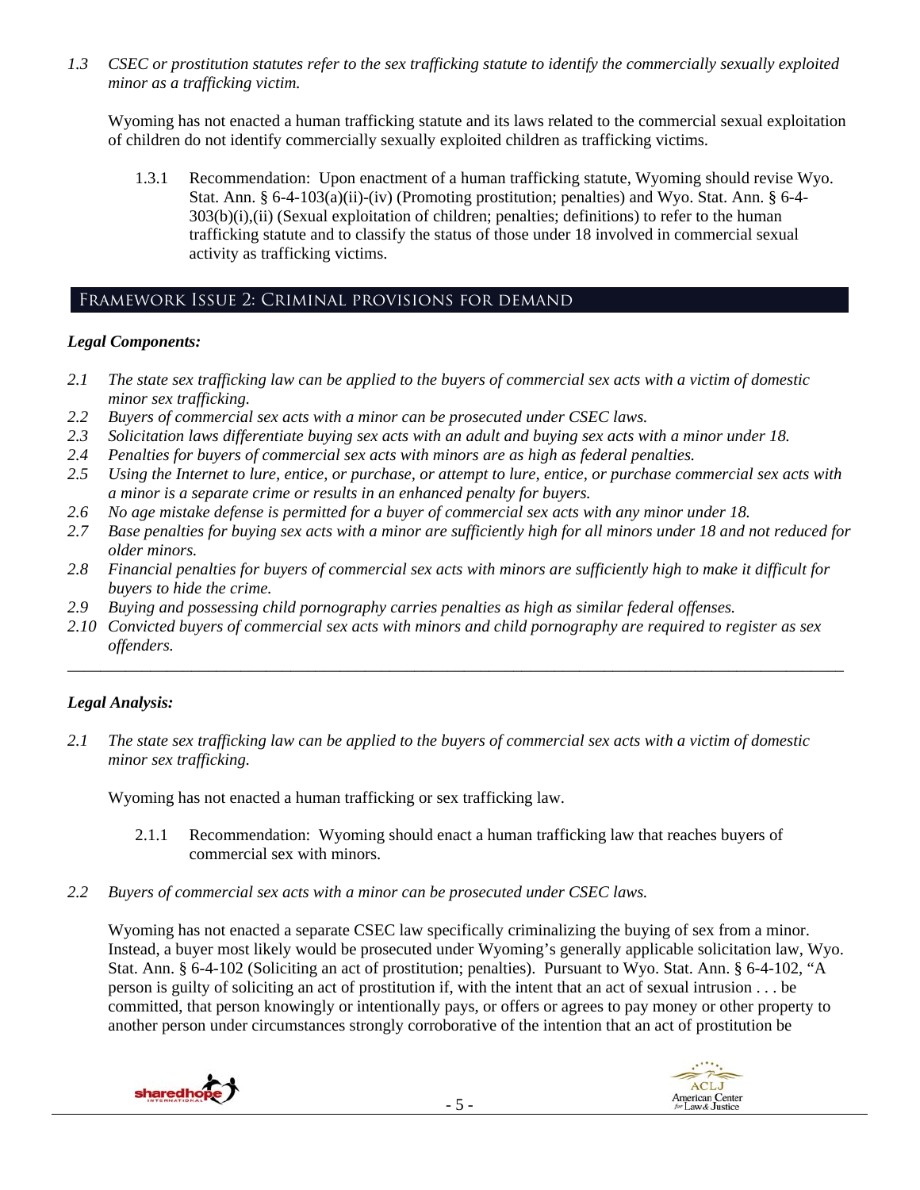*1.3 CSEC or prostitution statutes refer to the sex trafficking statute to identify the commercially sexually exploited minor as a trafficking victim.*

Wyoming has not enacted a human trafficking statute and its laws related to the commercial sexual exploitation of children do not identify commercially sexually exploited children as trafficking victims.

1.3.1 Recommendation: Upon enactment of a human trafficking statute, Wyoming should revise Wyo. Stat. Ann. § 6-4-103(a)(ii)-(iv) (Promoting prostitution; penalties) and Wyo. Stat. Ann. § 6-4-303(b)(i),(ii) (Sexual exploitation of children; penalties; definitions) to refer to the human trafficking statute and to classify the status of those under 18 involved in commercial sexual activity as trafficking victims.

## Framework Issue 2: Criminal provisions for demand

### *Legal Components:*

*2.1 The state sex trafficking law can be applied to the buyers of commercial sex acts with a victim of domestic minor sex trafficking.*
*2.2 Buyers of commercial sex acts with a minor can be prosecuted under CSEC laws.*
*2.3 Solicitation laws differentiate buying sex acts with an adult and buying sex acts with a minor under 18.*
*2.4 Penalties for buyers of commercial sex acts with minors are as high as federal penalties.*
*2.5 Using the Internet to lure, entice, or purchase, or attempt to lure, entice, or purchase commercial sex acts with a minor is a separate crime or results in an enhanced penalty for buyers.*
*2.6 No age mistake defense is permitted for a buyer of commercial sex acts with any minor under 18.*
*2.7 Base penalties for buying sex acts with a minor are sufficiently high for all minors under 18 and not reduced for older minors.*
*2.8 Financial penalties for buyers of commercial sex acts with minors are sufficiently high to make it difficult for buyers to hide the crime.*
*2.9 Buying and possessing child pornography carries penalties as high as similar federal offenses.*
*2.10 Convicted buyers of commercial sex acts with minors and child pornography are required to register as sex offenders.*

---

### *Legal Analysis:*

*2.1 The state sex trafficking law can be applied to the buyers of commercial sex acts with a victim of domestic minor sex trafficking.*

Wyoming has not enacted a human trafficking or sex trafficking law.

2.1.1 Recommendation: Wyoming should enact a human trafficking law that reaches buyers of commercial sex with minors.

*2.2 Buyers of commercial sex acts with a minor can be prosecuted under CSEC laws.*

Wyoming has not enacted a separate CSEC law specifically criminalizing the buying of sex from a minor. Instead, a buyer most likely would be prosecuted under Wyoming's generally applicable solicitation law, Wyo. Stat. Ann. § 6-4-102 (Soliciting an act of prostitution; penalties). Pursuant to Wyo. Stat. Ann. § 6-4-102, "A person is guilty of soliciting an act of prostitution if, with the intent that an act of sexual intrusion . . . be committed, that person knowingly or intentionally pays, or offers or agrees to pay money or other property to another person under circumstances strongly corroborative of the intention that an act of prostitution be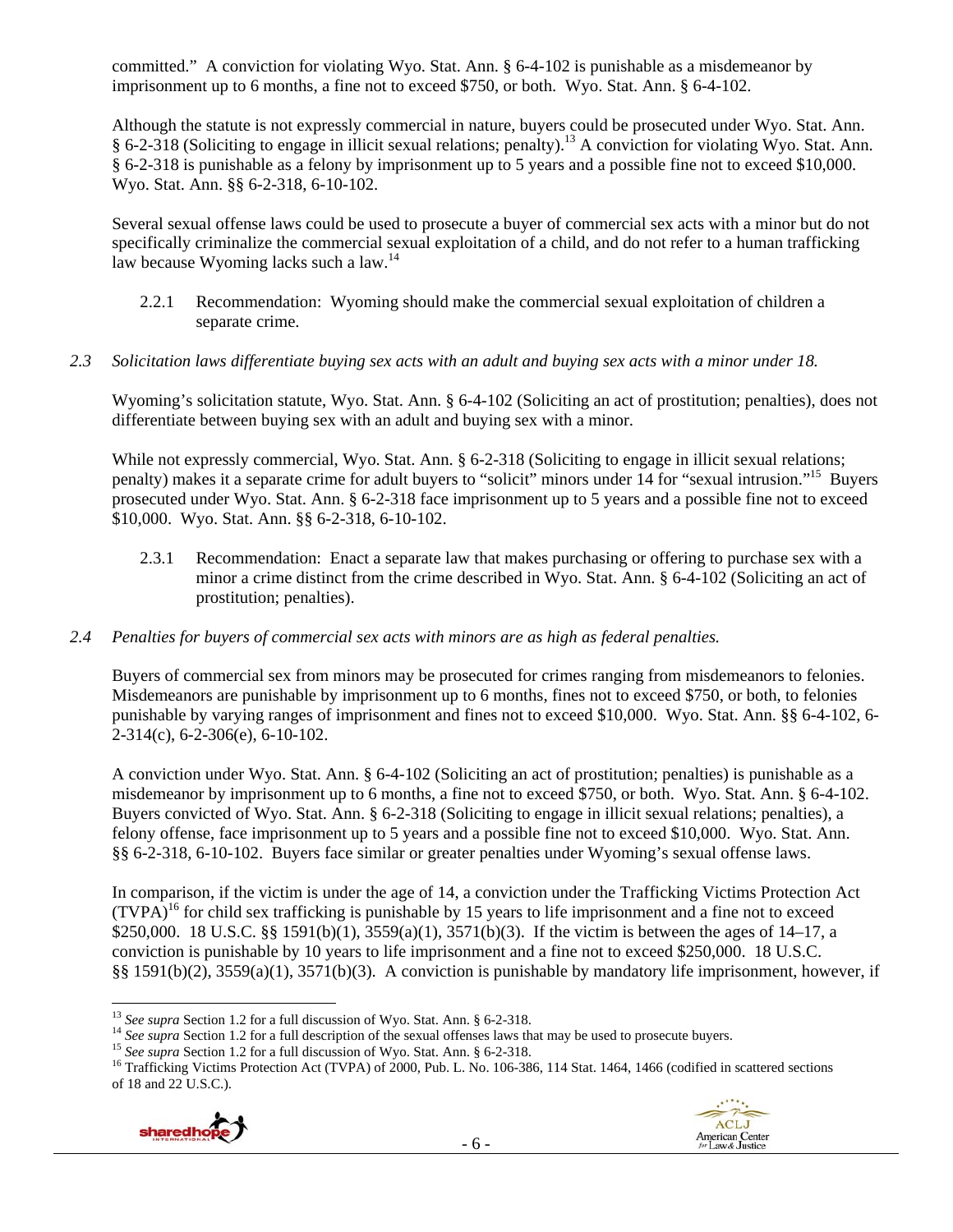committed." A conviction for violating Wyo. Stat. Ann. § 6-4-102 is punishable as a misdemeanor by imprisonment up to 6 months, a fine not to exceed $750, or both. Wyo. Stat. Ann. § 6-4-102.

Although the statute is not expressly commercial in nature, buyers could be prosecuted under Wyo. Stat. Ann. § 6-2-318 (Soliciting to engage in illicit sexual relations; penalty).[13] A conviction for violating Wyo. Stat. Ann. § 6-2-318 is punishable as a felony by imprisonment up to 5 years and a possible fine not to exceed $10,000. Wyo. Stat. Ann. §§ 6-2-318, 6-10-102.

Several sexual offense laws could be used to prosecute a buyer of commercial sex acts with a minor but do not specifically criminalize the commercial sexual exploitation of a child, and do not refer to a human trafficking law because Wyoming lacks such a law.[14]

2.2.1 Recommendation: Wyoming should make the commercial sexual exploitation of children a separate crime.

*2.3 Solicitation laws differentiate buying sex acts with an adult and buying sex acts with a minor under 18.*

Wyoming's solicitation statute, Wyo. Stat. Ann. § 6-4-102 (Soliciting an act of prostitution; penalties), does not differentiate between buying sex with an adult and buying sex with a minor.

While not expressly commercial, Wyo. Stat. Ann. § 6-2-318 (Soliciting to engage in illicit sexual relations; penalty) makes it a separate crime for adult buyers to "solicit" minors under 14 for "sexual intrusion."[15] Buyers prosecuted under Wyo. Stat. Ann. § 6-2-318 face imprisonment up to 5 years and a possible fine not to exceed $10,000. Wyo. Stat. Ann. §§ 6-2-318, 6-10-102.

2.3.1 Recommendation: Enact a separate law that makes purchasing or offering to purchase sex with a minor a crime distinct from the crime described in Wyo. Stat. Ann. § 6-4-102 (Soliciting an act of prostitution; penalties).

*2.4 Penalties for buyers of commercial sex acts with minors are as high as federal penalties.*

Buyers of commercial sex from minors may be prosecuted for crimes ranging from misdemeanors to felonies. Misdemeanors are punishable by imprisonment up to 6 months, fines not to exceed $750, or both, to felonies punishable by varying ranges of imprisonment and fines not to exceed $10,000. Wyo. Stat. Ann. §§ 6-4-102, 6-2-314(c), 6-2-306(e), 6-10-102.

A conviction under Wyo. Stat. Ann. § 6-4-102 (Soliciting an act of prostitution; penalties) is punishable as a misdemeanor by imprisonment up to 6 months, a fine not to exceed $750, or both. Wyo. Stat. Ann. § 6-4-102. Buyers convicted of Wyo. Stat. Ann. § 6-2-318 (Soliciting to engage in illicit sexual relations; penalties), a felony offense, face imprisonment up to 5 years and a possible fine not to exceed $10,000. Wyo. Stat. Ann. §§ 6-2-318, 6-10-102. Buyers face similar or greater penalties under Wyoming's sexual offense laws.

In comparison, if the victim is under the age of 14, a conviction under the Trafficking Victims Protection Act (TVPA)[16] for child sex trafficking is punishable by 15 years to life imprisonment and a fine not to exceed $250,000. 18 U.S.C. §§ 1591(b)(1), 3559(a)(1), 3571(b)(3). If the victim is between the ages of 14–17, a conviction is punishable by 10 years to life imprisonment and a fine not to exceed $250,000. 18 U.S.C. §§ 1591(b)(2), 3559(a)(1), 3571(b)(3). A conviction is punishable by mandatory life imprisonment, however, if

---

[13] *See supra* Section 1.2 for a full discussion of Wyo. Stat. Ann. § 6-2-318.

[14] *See supra* Section 1.2 for a full description of the sexual offenses laws that may be used to prosecute buyers.

[15] *See supra* Section 1.2 for a full discussion of Wyo. Stat. Ann. § 6-2-318.

[16] Trafficking Victims Protection Act (TVPA) of 2000, Pub. L. No. 106-386, 114 Stat. 1464, 1466 (codified in scattered sections of 18 and 22 U.S.C.).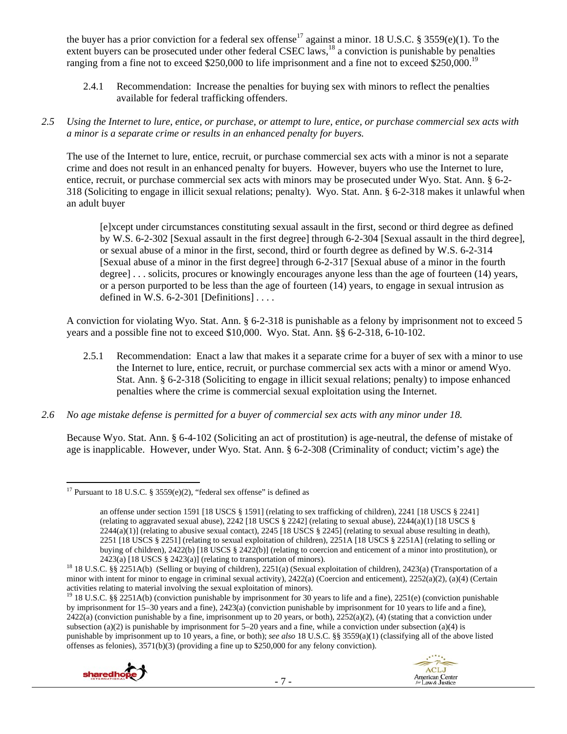the buyer has a prior conviction for a federal sex offense[17] against a minor. 18 U.S.C. § 3559(e)(1). To the extent buyers can be prosecuted under other federal CSEC laws,[18] a conviction is punishable by penalties ranging from a fine not to exceed $250,000 to life imprisonment and a fine not to exceed $250,000.[19]

2.4.1 Recommendation: Increase the penalties for buying sex with minors to reflect the penalties available for federal trafficking offenders.

*2.5 Using the Internet to lure, entice, or purchase, or attempt to lure, entice, or purchase commercial sex acts with a minor is a separate crime or results in an enhanced penalty for buyers.*

The use of the Internet to lure, entice, recruit, or purchase commercial sex acts with a minor is not a separate crime and does not result in an enhanced penalty for buyers. However, buyers who use the Internet to lure, entice, recruit, or purchase commercial sex acts with minors may be prosecuted under Wyo. Stat. Ann. § 6-2-318 (Soliciting to engage in illicit sexual relations; penalty). Wyo. Stat. Ann. § 6-2-318 makes it unlawful when an adult buyer

> [e]xcept under circumstances constituting sexual assault in the first, second or third degree as defined by W.S. 6-2-302 [Sexual assault in the first degree] through 6-2-304 [Sexual assault in the third degree], or sexual abuse of a minor in the first, second, third or fourth degree as defined by W.S. 6-2-314 [Sexual abuse of a minor in the first degree] through 6-2-317 [Sexual abuse of a minor in the fourth degree] . . . solicits, procures or knowingly encourages anyone less than the age of fourteen (14) years, or a person purported to be less than the age of fourteen (14) years, to engage in sexual intrusion as defined in W.S. 6-2-301 [Definitions] . . . .

A conviction for violating Wyo. Stat. Ann. § 6-2-318 is punishable as a felony by imprisonment not to exceed 5 years and a possible fine not to exceed $10,000. Wyo. Stat. Ann. §§ 6-2-318, 6-10-102.

2.5.1 Recommendation: Enact a law that makes it a separate crime for a buyer of sex with a minor to use the Internet to lure, entice, recruit, or purchase commercial sex acts with a minor or amend Wyo. Stat. Ann. § 6-2-318 (Soliciting to engage in illicit sexual relations; penalty) to impose enhanced penalties where the crime is commercial sexual exploitation using the Internet.

*2.6 No age mistake defense is permitted for a buyer of commercial sex acts with any minor under 18.*

Because Wyo. Stat. Ann. § 6-4-102 (Soliciting an act of prostitution) is age-neutral, the defense of mistake of age is inapplicable. However, under Wyo. Stat. Ann. § 6-2-308 (Criminality of conduct; victim's age) the

---

[17] Pursuant to 18 U.S.C. § 3559(e)(2), "federal sex offense" is defined as

> an offense under section 1591 [18 USCS § 1591] (relating to sex trafficking of children), 2241 [18 USCS § 2241] (relating to aggravated sexual abuse), 2242 [18 USCS § 2242] (relating to sexual abuse), 2244(a)(1) [18 USCS § 2244(a)(1)] (relating to abusive sexual contact), 2245 [18 USCS § 2245] (relating to sexual abuse resulting in death), 2251 [18 USCS § 2251] (relating to sexual exploitation of children), 2251A [18 USCS § 2251A] (relating to selling or buying of children), 2422(b) [18 USCS § 2422(b)] (relating to coercion and enticement of a minor into prostitution), or 2423(a) [18 USCS § 2423(a)] (relating to transportation of minors).

[18] 18 U.S.C. §§ 2251A(b) (Selling or buying of children), 2251(a) (Sexual exploitation of children), 2423(a) (Transportation of a minor with intent for minor to engage in criminal sexual activity), 2422(a) (Coercion and enticement), 2252(a)(2), (a)(4) (Certain activities relating to material involving the sexual exploitation of minors).

[19] 18 U.S.C. §§ 2251A(b) (conviction punishable by imprisonment for 30 years to life and a fine), 2251(e) (conviction punishable by imprisonment for 15–30 years and a fine), 2423(a) (conviction punishable by imprisonment for 10 years to life and a fine), 2422(a) (conviction punishable by a fine, imprisonment up to 20 years, or both), 2252(a)(2), (4) (stating that a conviction under subsection (a)(2) is punishable by imprisonment for 5–20 years and a fine, while a conviction under subsection (a)(4) is punishable by imprisonment up to 10 years, a fine, or both); *see also* 18 U.S.C. §§ 3559(a)(1) (classifying all of the above listed offenses as felonies), 3571(b)(3) (providing a fine up to $250,000 for any felony conviction).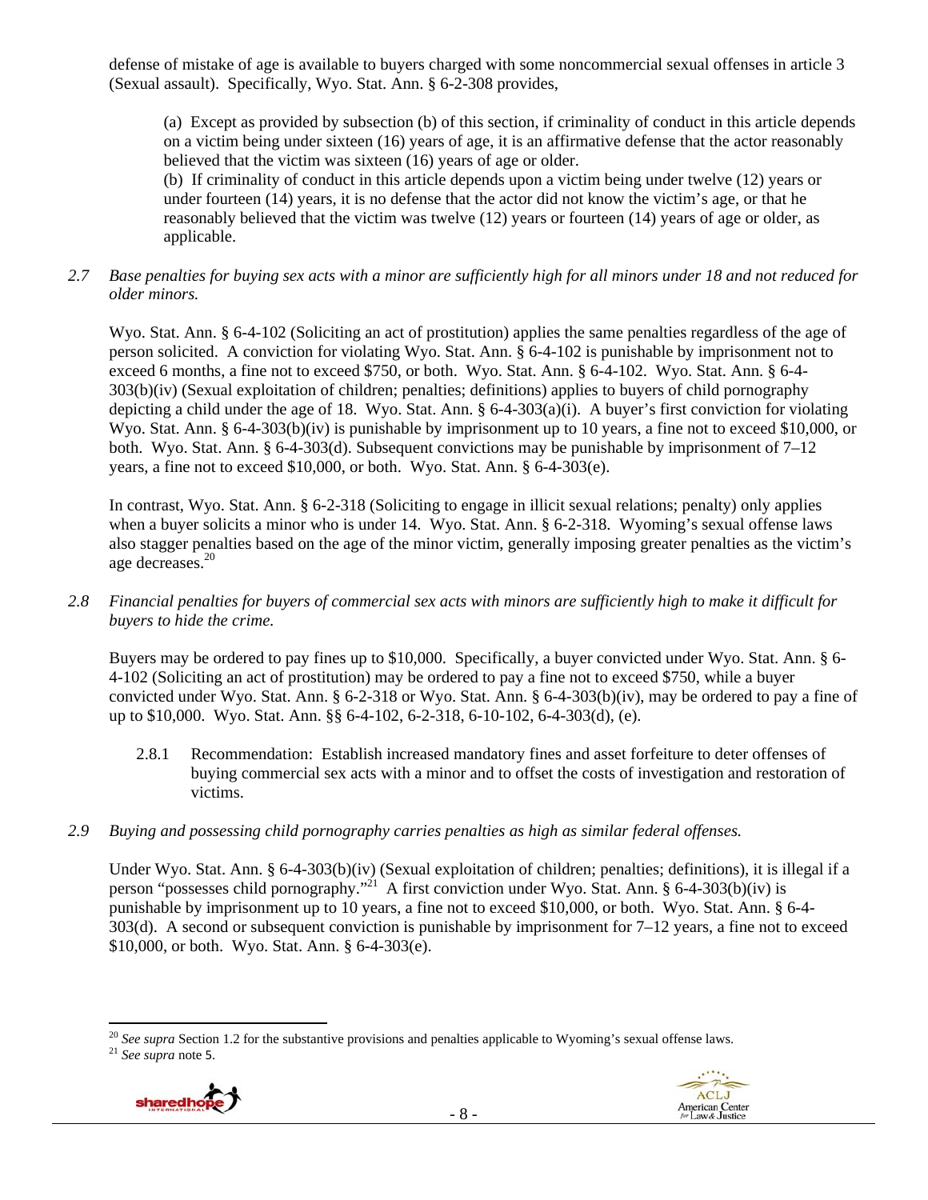defense of mistake of age is available to buyers charged with some noncommercial sexual offenses in article 3 (Sexual assault). Specifically, Wyo. Stat. Ann. § 6-2-308 provides,

> (a) Except as provided by subsection (b) of this section, if criminality of conduct in this article depends on a victim being under sixteen (16) years of age, it is an affirmative defense that the actor reasonably believed that the victim was sixteen (16) years of age or older.
> (b) If criminality of conduct in this article depends upon a victim being under twelve (12) years or under fourteen (14) years, it is no defense that the actor did not know the victim's age, or that he reasonably believed that the victim was twelve (12) years or fourteen (14) years of age or older, as applicable.

*2.7 Base penalties for buying sex acts with a minor are sufficiently high for all minors under 18 and not reduced for older minors.*

Wyo. Stat. Ann. § 6-4-102 (Soliciting an act of prostitution) applies the same penalties regardless of the age of person solicited. A conviction for violating Wyo. Stat. Ann. § 6-4-102 is punishable by imprisonment not to exceed 6 months, a fine not to exceed $750, or both. Wyo. Stat. Ann. § 6-4-102. Wyo. Stat. Ann. § 6-4-303(b)(iv) (Sexual exploitation of children; penalties; definitions) applies to buyers of child pornography depicting a child under the age of 18. Wyo. Stat. Ann. § 6-4-303(a)(i). A buyer's first conviction for violating Wyo. Stat. Ann. § 6-4-303(b)(iv) is punishable by imprisonment up to 10 years, a fine not to exceed $10,000, or both. Wyo. Stat. Ann. § 6-4-303(d). Subsequent convictions may be punishable by imprisonment of 7–12 years, a fine not to exceed $10,000, or both. Wyo. Stat. Ann. § 6-4-303(e).

In contrast, Wyo. Stat. Ann. § 6-2-318 (Soliciting to engage in illicit sexual relations; penalty) only applies when a buyer solicits a minor who is under 14. Wyo. Stat. Ann. § 6-2-318. Wyoming's sexual offense laws also stagger penalties based on the age of the minor victim, generally imposing greater penalties as the victim's age decreases.[20]

*2.8 Financial penalties for buyers of commercial sex acts with minors are sufficiently high to make it difficult for buyers to hide the crime.*

Buyers may be ordered to pay fines up to $10,000. Specifically, a buyer convicted under Wyo. Stat. Ann. § 6-4-102 (Soliciting an act of prostitution) may be ordered to pay a fine not to exceed $750, while a buyer convicted under Wyo. Stat. Ann. § 6-2-318 or Wyo. Stat. Ann. § 6-4-303(b)(iv), may be ordered to pay a fine of up to $10,000. Wyo. Stat. Ann. §§ 6-4-102, 6-2-318, 6-10-102, 6-4-303(d), (e).

> 2.8.1 Recommendation: Establish increased mandatory fines and asset forfeiture to deter offenses of buying commercial sex acts with a minor and to offset the costs of investigation and restoration of victims.

*2.9 Buying and possessing child pornography carries penalties as high as similar federal offenses.*

Under Wyo. Stat. Ann. § 6-4-303(b)(iv) (Sexual exploitation of children; penalties; definitions), it is illegal if a person "possesses child pornography."[21] A first conviction under Wyo. Stat. Ann. § 6-4-303(b)(iv) is punishable by imprisonment up to 10 years, a fine not to exceed $10,000, or both. Wyo. Stat. Ann. § 6-4-303(d). A second or subsequent conviction is punishable by imprisonment for 7–12 years, a fine not to exceed $10,000, or both. Wyo. Stat. Ann. § 6-4-303(e).

---

[20] *See supra* Section 1.2 for the substantive provisions and penalties applicable to Wyoming's sexual offense laws.
[21] *See supra* note 5.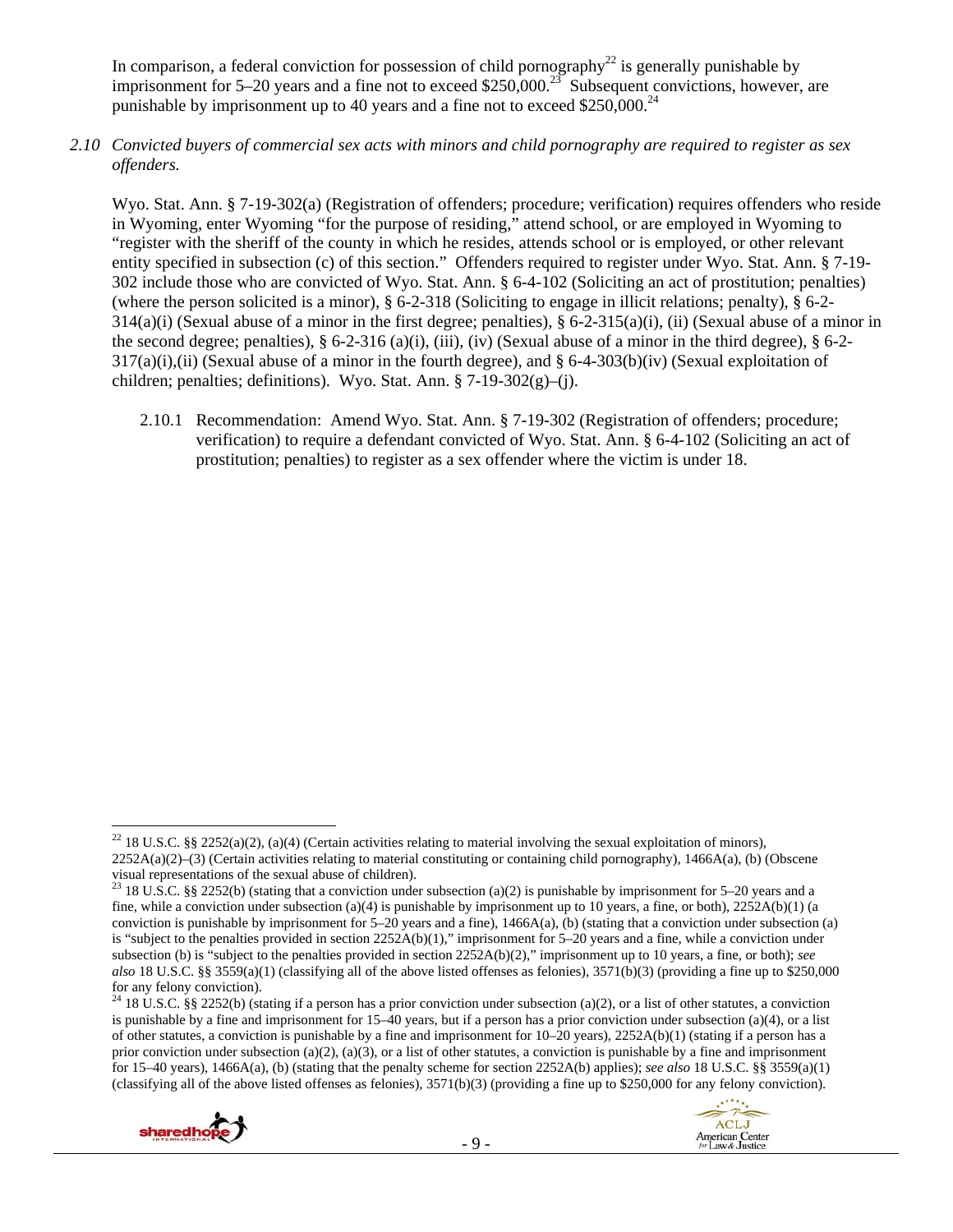In comparison, a federal conviction for possession of child pornography[22] is generally punishable by imprisonment for 5–20 years and a fine not to exceed $250,000.[23] Subsequent convictions, however, are punishable by imprisonment up to 40 years and a fine not to exceed $250,000.[24]

*2.10 Convicted buyers of commercial sex acts with minors and child pornography are required to register as sex offenders.*

Wyo. Stat. Ann. § 7-19-302(a) (Registration of offenders; procedure; verification) requires offenders who reside in Wyoming, enter Wyoming "for the purpose of residing," attend school, or are employed in Wyoming to "register with the sheriff of the county in which he resides, attends school or is employed, or other relevant entity specified in subsection (c) of this section." Offenders required to register under Wyo. Stat. Ann. § 7-19-302 include those who are convicted of Wyo. Stat. Ann. § 6-4-102 (Soliciting an act of prostitution; penalties) (where the person solicited is a minor), § 6-2-318 (Soliciting to engage in illicit relations; penalty), § 6-2-314(a)(i) (Sexual abuse of a minor in the first degree; penalties), § 6-2-315(a)(i), (ii) (Sexual abuse of a minor in the second degree; penalties), § 6-2-316 (a)(i), (iii), (iv) (Sexual abuse of a minor in the third degree), § 6-2-317(a)(i),(ii) (Sexual abuse of a minor in the fourth degree), and § 6-4-303(b)(iv) (Sexual exploitation of children; penalties; definitions). Wyo. Stat. Ann. § 7-19-302(g)–(j).

2.10.1 Recommendation: Amend Wyo. Stat. Ann. § 7-19-302 (Registration of offenders; procedure; verification) to require a defendant convicted of Wyo. Stat. Ann. § 6-4-102 (Soliciting an act of prostitution; penalties) to register as a sex offender where the victim is under 18.

---

[22] 18 U.S.C. §§ 2252(a)(2), (a)(4) (Certain activities relating to material involving the sexual exploitation of minors), 2252A(a)(2)–(3) (Certain activities relating to material constituting or containing child pornography), 1466A(a), (b) (Obscene visual representations of the sexual abuse of children).

[23] 18 U.S.C. §§ 2252(b) (stating that a conviction under subsection (a)(2) is punishable by imprisonment for 5–20 years and a fine, while a conviction under subsection (a)(4) is punishable by imprisonment up to 10 years, a fine, or both), 2252A(b)(1) (a conviction is punishable by imprisonment for 5–20 years and a fine), 1466A(a), (b) (stating that a conviction under subsection (a) is "subject to the penalties provided in section 2252A(b)(1)," imprisonment for 5–20 years and a fine, while a conviction under subsection (b) is "subject to the penalties provided in section 2252A(b)(2)," imprisonment up to 10 years, a fine, or both); *see also* 18 U.S.C. §§ 3559(a)(1) (classifying all of the above listed offenses as felonies), 3571(b)(3) (providing a fine up to $250,000 for any felony conviction).

[24] 18 U.S.C. §§ 2252(b) (stating if a person has a prior conviction under subsection (a)(2), or a list of other statutes, a conviction is punishable by a fine and imprisonment for 15–40 years, but if a person has a prior conviction under subsection (a)(4), or a list of other statutes, a conviction is punishable by a fine and imprisonment for 10–20 years), 2252A(b)(1) (stating if a person has a prior conviction under subsection (a)(2), (a)(3), or a list of other statutes, a conviction is punishable by a fine and imprisonment for 15–40 years), 1466A(a), (b) (stating that the penalty scheme for section 2252A(b) applies); *see also* 18 U.S.C. §§ 3559(a)(1) (classifying all of the above listed offenses as felonies), 3571(b)(3) (providing a fine up to $250,000 for any felony conviction).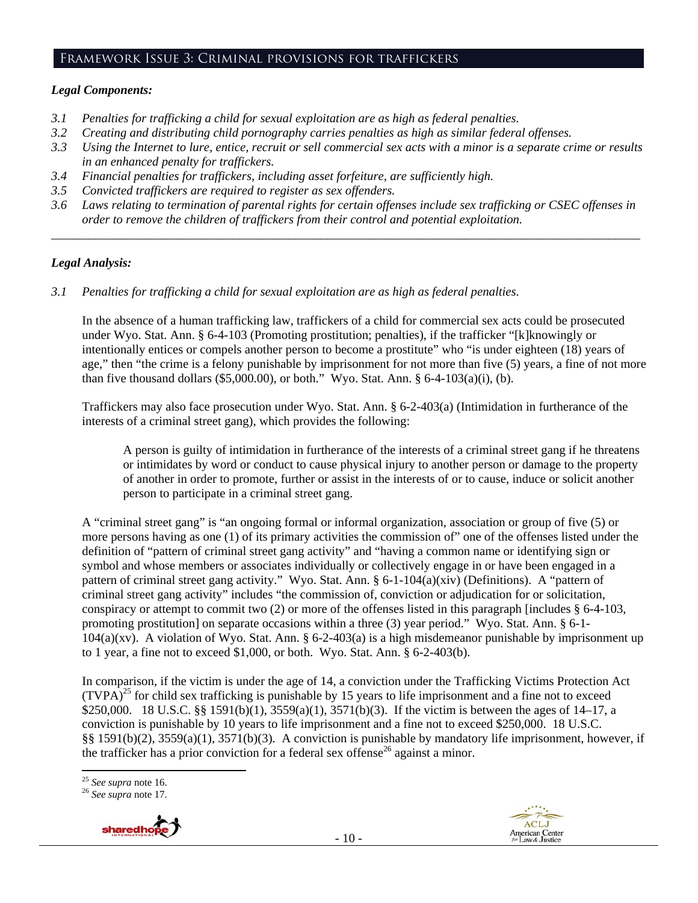## Framework Issue 3: Criminal provisions for traffickers

### *Legal Components:*

- *3.1 Penalties for trafficking a child for sexual exploitation are as high as federal penalties.*
- *3.2 Creating and distributing child pornography carries penalties as high as similar federal offenses.*
- *3.3 Using the Internet to lure, entice, recruit or sell commercial sex acts with a minor is a separate crime or results in an enhanced penalty for traffickers.*
- *3.4 Financial penalties for traffickers, including asset forfeiture, are sufficiently high.*
- *3.5 Convicted traffickers are required to register as sex offenders.*
- *3.6 Laws relating to termination of parental rights for certain offenses include sex trafficking or CSEC offenses in order to remove the children of traffickers from their control and potential exploitation.*

---

### *Legal Analysis:*

*3.1 Penalties for trafficking a child for sexual exploitation are as high as federal penalties.*

In the absence of a human trafficking law, traffickers of a child for commercial sex acts could be prosecuted under Wyo. Stat. Ann. § 6-4-103 (Promoting prostitution; penalties), if the trafficker "[k]nowingly or intentionally entices or compels another person to become a prostitute" who "is under eighteen (18) years of age," then "the crime is a felony punishable by imprisonment for not more than five (5) years, a fine of not more than five thousand dollars ($5,000.00), or both." Wyo. Stat. Ann. § 6-4-103(a)(i), (b).

Traffickers may also face prosecution under Wyo. Stat. Ann. § 6-2-403(a) (Intimidation in furtherance of the interests of a criminal street gang), which provides the following:

> A person is guilty of intimidation in furtherance of the interests of a criminal street gang if he threatens or intimidates by word or conduct to cause physical injury to another person or damage to the property of another in order to promote, further or assist in the interests of or to cause, induce or solicit another person to participate in a criminal street gang.

A "criminal street gang" is "an ongoing formal or informal organization, association or group of five (5) or more persons having as one (1) of its primary activities the commission of" one of the offenses listed under the definition of "pattern of criminal street gang activity" and "having a common name or identifying sign or symbol and whose members or associates individually or collectively engage in or have been engaged in a pattern of criminal street gang activity." Wyo. Stat. Ann. § 6-1-104(a)(xiv) (Definitions). A "pattern of criminal street gang activity" includes "the commission of, conviction or adjudication for or solicitation, conspiracy or attempt to commit two (2) or more of the offenses listed in this paragraph [includes § 6-4-103, promoting prostitution] on separate occasions within a three (3) year period." Wyo. Stat. Ann. § 6-1-104(a)(xv). A violation of Wyo. Stat. Ann. § 6-2-403(a) is a high misdemeanor punishable by imprisonment up to 1 year, a fine not to exceed $1,000, or both. Wyo. Stat. Ann. § 6-2-403(b).

In comparison, if the victim is under the age of 14, a conviction under the Trafficking Victims Protection Act (TVPA)[25] for child sex trafficking is punishable by 15 years to life imprisonment and a fine not to exceed $250,000. 18 U.S.C. §§ 1591(b)(1), 3559(a)(1), 3571(b)(3). If the victim is between the ages of 14–17, a conviction is punishable by 10 years to life imprisonment and a fine not to exceed $250,000. 18 U.S.C. §§ 1591(b)(2), 3559(a)(1), 3571(b)(3). A conviction is punishable by mandatory life imprisonment, however, if the trafficker has a prior conviction for a federal sex offense[26] against a minor.

---

[25] *See supra* note 16.

[26] *See supra* note 17.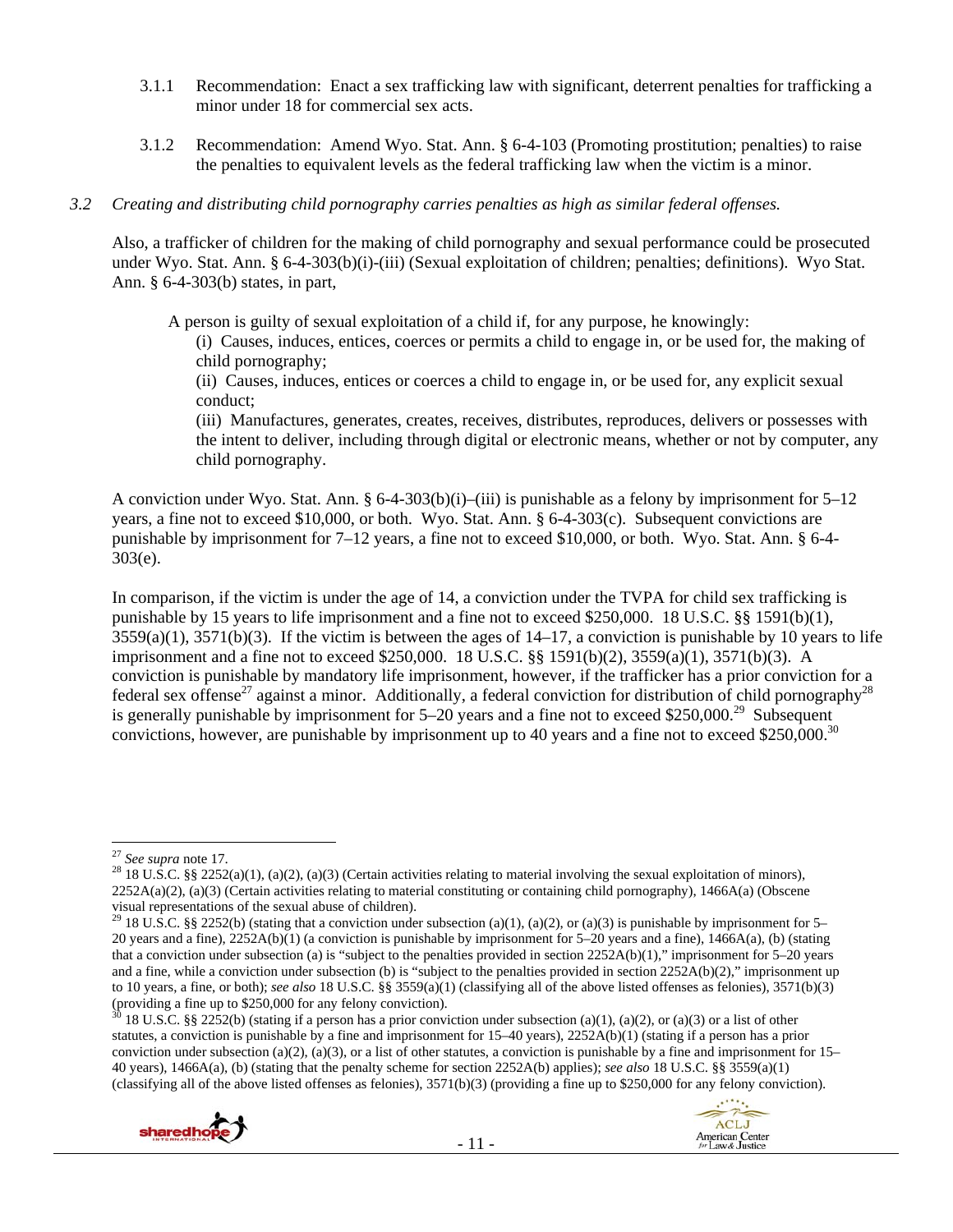3.1.1 Recommendation: Enact a sex trafficking law with significant, deterrent penalties for trafficking a minor under 18 for commercial sex acts.

3.1.2 Recommendation: Amend Wyo. Stat. Ann. § 6-4-103 (Promoting prostitution; penalties) to raise the penalties to equivalent levels as the federal trafficking law when the victim is a minor.

*3.2 Creating and distributing child pornography carries penalties as high as similar federal offenses.*

Also, a trafficker of children for the making of child pornography and sexual performance could be prosecuted under Wyo. Stat. Ann. § 6-4-303(b)(i)-(iii) (Sexual exploitation of children; penalties; definitions). Wyo Stat. Ann. § 6-4-303(b) states, in part,

> A person is guilty of sexual exploitation of a child if, for any purpose, he knowingly:
>
> (i) Causes, induces, entices, coerces or permits a child to engage in, or be used for, the making of child pornography;
>
> (ii) Causes, induces, entices or coerces a child to engage in, or be used for, any explicit sexual conduct;
>
> (iii) Manufactures, generates, creates, receives, distributes, reproduces, delivers or possesses with the intent to deliver, including through digital or electronic means, whether or not by computer, any child pornography.

A conviction under Wyo. Stat. Ann. § 6-4-303(b)(i)–(iii) is punishable as a felony by imprisonment for 5–12 years, a fine not to exceed $10,000, or both. Wyo. Stat. Ann. § 6-4-303(c). Subsequent convictions are punishable by imprisonment for 7–12 years, a fine not to exceed $10,000, or both. Wyo. Stat. Ann. § 6-4-303(e).

In comparison, if the victim is under the age of 14, a conviction under the TVPA for child sex trafficking is punishable by 15 years to life imprisonment and a fine not to exceed $250,000. 18 U.S.C. §§ 1591(b)(1), 3559(a)(1), 3571(b)(3). If the victim is between the ages of 14–17, a conviction is punishable by 10 years to life imprisonment and a fine not to exceed $250,000. 18 U.S.C. §§ 1591(b)(2), 3559(a)(1), 3571(b)(3). A conviction is punishable by mandatory life imprisonment, however, if the trafficker has a prior conviction for a federal sex offense[27] against a minor. Additionally, a federal conviction for distribution of child pornography[28] is generally punishable by imprisonment for 5–20 years and a fine not to exceed $250,000.[29] Subsequent convictions, however, are punishable by imprisonment up to 40 years and a fine not to exceed $250,000.[30]

---

[27] *See supra* note 17.

[28] 18 U.S.C. §§ 2252(a)(1), (a)(2), (a)(3) (Certain activities relating to material involving the sexual exploitation of minors), 2252A(a)(2), (a)(3) (Certain activities relating to material constituting or containing child pornography), 1466A(a) (Obscene visual representations of the sexual abuse of children).

[29] 18 U.S.C. §§ 2252(b) (stating that a conviction under subsection (a)(1), (a)(2), or (a)(3) is punishable by imprisonment for 5–20 years and a fine), 2252A(b)(1) (a conviction is punishable by imprisonment for 5–20 years and a fine), 1466A(a), (b) (stating that a conviction under subsection (a) is "subject to the penalties provided in section 2252A(b)(1)," imprisonment for 5–20 years and a fine, while a conviction under subsection (b) is "subject to the penalties provided in section 2252A(b)(2)," imprisonment up to 10 years, a fine, or both); *see also* 18 U.S.C. §§ 3559(a)(1) (classifying all of the above listed offenses as felonies), 3571(b)(3) (providing a fine up to $250,000 for any felony conviction).

[30] 18 U.S.C. §§ 2252(b) (stating if a person has a prior conviction under subsection (a)(1), (a)(2), or (a)(3) or a list of other statutes, a conviction is punishable by a fine and imprisonment for 15–40 years), 2252A(b)(1) (stating if a person has a prior conviction under subsection (a)(2), (a)(3), or a list of other statutes, a conviction is punishable by a fine and imprisonment for 15–40 years), 1466A(a), (b) (stating that the penalty scheme for section 2252A(b) applies); *see also* 18 U.S.C. §§ 3559(a)(1) (classifying all of the above listed offenses as felonies), 3571(b)(3) (providing a fine up to $250,000 for any felony conviction).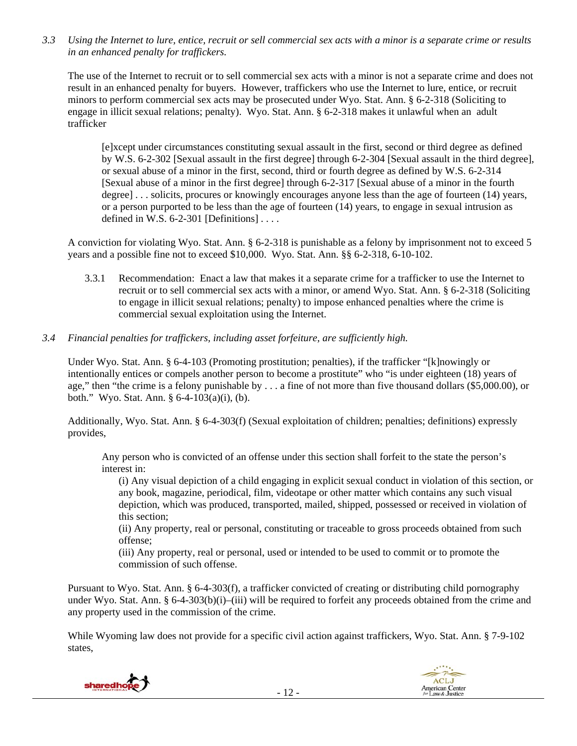*3.3 Using the Internet to lure, entice, recruit or sell commercial sex acts with a minor is a separate crime or results in an enhanced penalty for traffickers.*

The use of the Internet to recruit or to sell commercial sex acts with a minor is not a separate crime and does not result in an enhanced penalty for buyers. However, traffickers who use the Internet to lure, entice, or recruit minors to perform commercial sex acts may be prosecuted under Wyo. Stat. Ann. § 6-2-318 (Soliciting to engage in illicit sexual relations; penalty). Wyo. Stat. Ann. § 6-2-318 makes it unlawful when an adult trafficker

> [e]xcept under circumstances constituting sexual assault in the first, second or third degree as defined by W.S. 6-2-302 [Sexual assault in the first degree] through 6-2-304 [Sexual assault in the third degree], or sexual abuse of a minor in the first, second, third or fourth degree as defined by W.S. 6-2-314 [Sexual abuse of a minor in the first degree] through 6-2-317 [Sexual abuse of a minor in the fourth degree] . . . solicits, procures or knowingly encourages anyone less than the age of fourteen (14) years, or a person purported to be less than the age of fourteen (14) years, to engage in sexual intrusion as defined in W.S. 6-2-301 [Definitions] . . . .

A conviction for violating Wyo. Stat. Ann. § 6-2-318 is punishable as a felony by imprisonment not to exceed 5 years and a possible fine not to exceed $10,000. Wyo. Stat. Ann. §§ 6-2-318, 6-10-102.

3.3.1 Recommendation: Enact a law that makes it a separate crime for a trafficker to use the Internet to recruit or to sell commercial sex acts with a minor, or amend Wyo. Stat. Ann. § 6-2-318 (Soliciting to engage in illicit sexual relations; penalty) to impose enhanced penalties where the crime is commercial sexual exploitation using the Internet.

*3.4 Financial penalties for traffickers, including asset forfeiture, are sufficiently high.*

Under Wyo. Stat. Ann. § 6-4-103 (Promoting prostitution; penalties), if the trafficker "[k]nowingly or intentionally entices or compels another person to become a prostitute" who "is under eighteen (18) years of age," then "the crime is a felony punishable by . . . a fine of not more than five thousand dollars ($5,000.00), or both." Wyo. Stat. Ann. § 6-4-103(a)(i), (b).

Additionally, Wyo. Stat. Ann. § 6-4-303(f) (Sexual exploitation of children; penalties; definitions) expressly provides,

> Any person who is convicted of an offense under this section shall forfeit to the state the person's interest in:
>
> (i) Any visual depiction of a child engaging in explicit sexual conduct in violation of this section, or any book, magazine, periodical, film, videotape or other matter which contains any such visual depiction, which was produced, transported, mailed, shipped, possessed or received in violation of this section;
>
> (ii) Any property, real or personal, constituting or traceable to gross proceeds obtained from such offense;
>
> (iii) Any property, real or personal, used or intended to be used to commit or to promote the commission of such offense.

Pursuant to Wyo. Stat. Ann. § 6-4-303(f), a trafficker convicted of creating or distributing child pornography under Wyo. Stat. Ann. § 6-4-303(b)(i)–(iii) will be required to forfeit any proceeds obtained from the crime and any property used in the commission of the crime.

While Wyoming law does not provide for a specific civil action against traffickers, Wyo. Stat. Ann. § 7-9-102 states,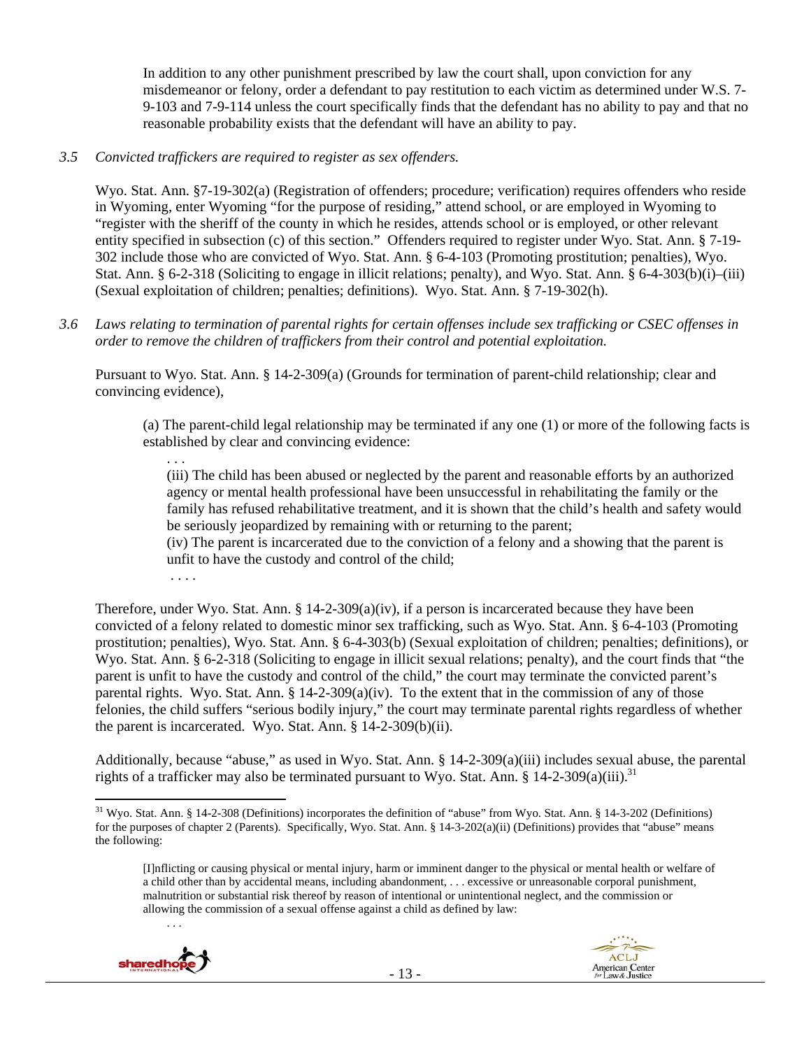In addition to any other punishment prescribed by law the court shall, upon conviction for any misdemeanor or felony, order a defendant to pay restitution to each victim as determined under W.S. 7-9-103 and 7-9-114 unless the court specifically finds that the defendant has no ability to pay and that no reasonable probability exists that the defendant will have an ability to pay.

*3.5 Convicted traffickers are required to register as sex offenders.*

Wyo. Stat. Ann. §7-19-302(a) (Registration of offenders; procedure; verification) requires offenders who reside in Wyoming, enter Wyoming "for the purpose of residing," attend school, or are employed in Wyoming to "register with the sheriff of the county in which he resides, attends school or is employed, or other relevant entity specified in subsection (c) of this section." Offenders required to register under Wyo. Stat. Ann. § 7-19-302 include those who are convicted of Wyo. Stat. Ann. § 6-4-103 (Promoting prostitution; penalties), Wyo. Stat. Ann. § 6-2-318 (Soliciting to engage in illicit relations; penalty), and Wyo. Stat. Ann. § 6-4-303(b)(i)–(iii) (Sexual exploitation of children; penalties; definitions). Wyo. Stat. Ann. § 7-19-302(h).

*3.6 Laws relating to termination of parental rights for certain offenses include sex trafficking or CSEC offenses in order to remove the children of traffickers from their control and potential exploitation.*

Pursuant to Wyo. Stat. Ann. § 14-2-309(a) (Grounds for termination of parent-child relationship; clear and convincing evidence),

> (a) The parent-child legal relationship may be terminated if any one (1) or more of the following facts is established by clear and convincing evidence:
>
> . . .
>
> (iii) The child has been abused or neglected by the parent and reasonable efforts by an authorized agency or mental health professional have been unsuccessful in rehabilitating the family or the family has refused rehabilitative treatment, and it is shown that the child's health and safety would be seriously jeopardized by remaining with or returning to the parent;
>
> (iv) The parent is incarcerated due to the conviction of a felony and a showing that the parent is unfit to have the custody and control of the child;
>
> . . . .

Therefore, under Wyo. Stat. Ann. § 14-2-309(a)(iv), if a person is incarcerated because they have been convicted of a felony related to domestic minor sex trafficking, such as Wyo. Stat. Ann. § 6-4-103 (Promoting prostitution; penalties), Wyo. Stat. Ann. § 6-4-303(b) (Sexual exploitation of children; penalties; definitions), or Wyo. Stat. Ann. § 6-2-318 (Soliciting to engage in illicit sexual relations; penalty), and the court finds that "the parent is unfit to have the custody and control of the child," the court may terminate the convicted parent's parental rights. Wyo. Stat. Ann. § 14-2-309(a)(iv). To the extent that in the commission of any of those felonies, the child suffers "serious bodily injury," the court may terminate parental rights regardless of whether the parent is incarcerated. Wyo. Stat. Ann. § 14-2-309(b)(ii).

Additionally, because "abuse," as used in Wyo. Stat. Ann. § 14-2-309(a)(iii) includes sexual abuse, the parental rights of a trafficker may also be terminated pursuant to Wyo. Stat. Ann. § 14-2-309(a)(iii).[31]

---

[31] Wyo. Stat. Ann. § 14-2-308 (Definitions) incorporates the definition of "abuse" from Wyo. Stat. Ann. § 14-3-202 (Definitions) for the purposes of chapter 2 (Parents). Specifically, Wyo. Stat. Ann. § 14-3-202(a)(ii) (Definitions) provides that "abuse" means the following:

> [I]nflicting or causing physical or mental injury, harm or imminent danger to the physical or mental health or welfare of a child other than by accidental means, including abandonment, . . . excessive or unreasonable corporal punishment, malnutrition or substantial risk thereof by reason of intentional or unintentional neglect, and the commission or allowing the commission of a sexual offense against a child as defined by law:
>
> . . .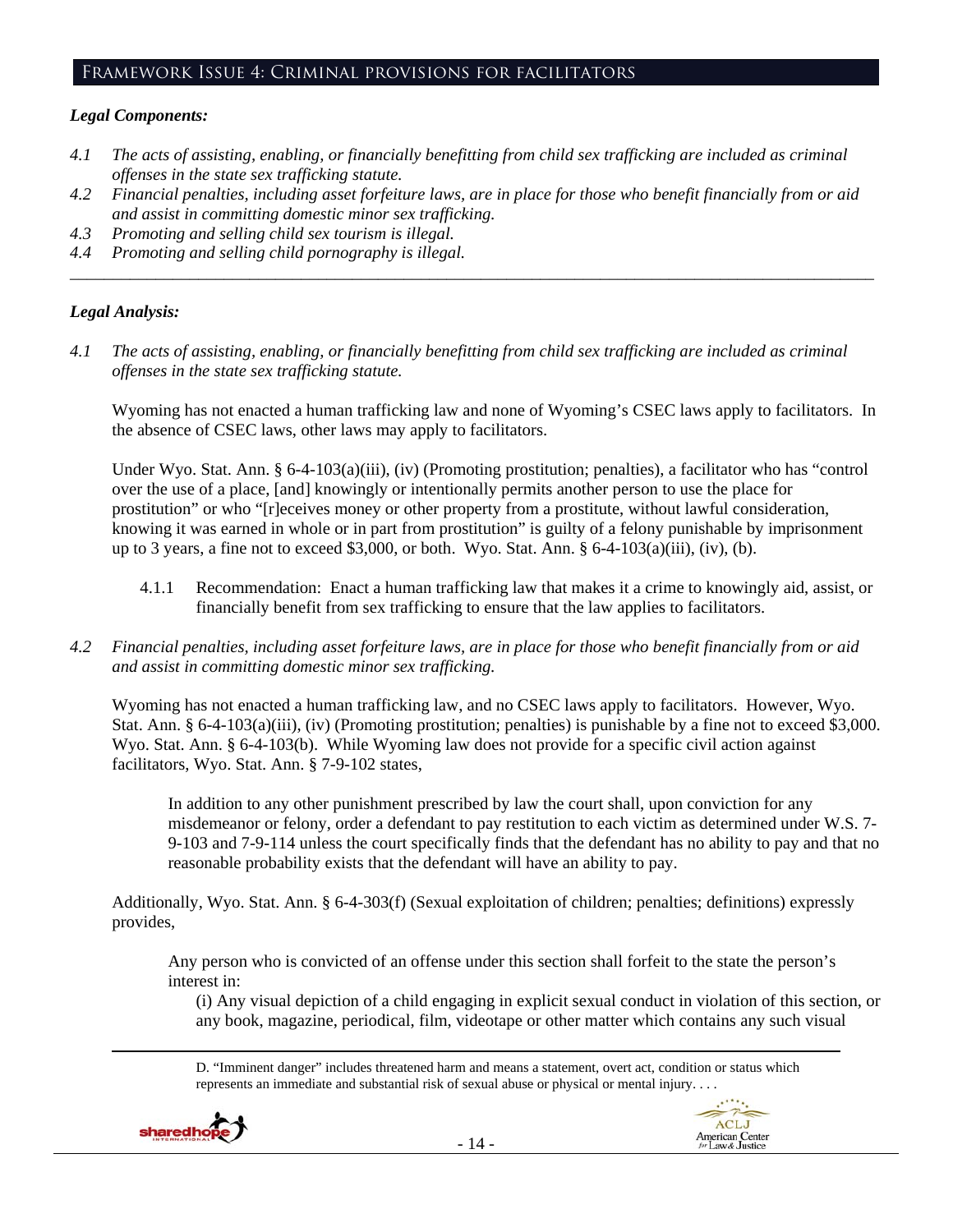## Framework Issue 4: Criminal provisions for facilitators

### *Legal Components:*

*4.1 The acts of assisting, enabling, or financially benefitting from child sex trafficking are included as criminal offenses in the state sex trafficking statute.*

*4.2 Financial penalties, including asset forfeiture laws, are in place for those who benefit financially from or aid and assist in committing domestic minor sex trafficking.*

*4.3 Promoting and selling child sex tourism is illegal.*

*4.4 Promoting and selling child pornography is illegal.*

---

### *Legal Analysis:*

*4.1 The acts of assisting, enabling, or financially benefitting from child sex trafficking are included as criminal offenses in the state sex trafficking statute.*

Wyoming has not enacted a human trafficking law and none of Wyoming's CSEC laws apply to facilitators. In the absence of CSEC laws, other laws may apply to facilitators.

Under Wyo. Stat. Ann. § 6-4-103(a)(iii), (iv) (Promoting prostitution; penalties), a facilitator who has "control over the use of a place, [and] knowingly or intentionally permits another person to use the place for prostitution" or who "[r]eceives money or other property from a prostitute, without lawful consideration, knowing it was earned in whole or in part from prostitution" is guilty of a felony punishable by imprisonment up to 3 years, a fine not to exceed $3,000, or both. Wyo. Stat. Ann. § 6-4-103(a)(iii), (iv), (b).

4.1.1 Recommendation: Enact a human trafficking law that makes it a crime to knowingly aid, assist, or financially benefit from sex trafficking to ensure that the law applies to facilitators.

*4.2 Financial penalties, including asset forfeiture laws, are in place for those who benefit financially from or aid and assist in committing domestic minor sex trafficking.*

Wyoming has not enacted a human trafficking law, and no CSEC laws apply to facilitators. However, Wyo. Stat. Ann. § 6-4-103(a)(iii), (iv) (Promoting prostitution; penalties) is punishable by a fine not to exceed $3,000. Wyo. Stat. Ann. § 6-4-103(b). While Wyoming law does not provide for a specific civil action against facilitators, Wyo. Stat. Ann. § 7-9-102 states,

> In addition to any other punishment prescribed by law the court shall, upon conviction for any misdemeanor or felony, order a defendant to pay restitution to each victim as determined under W.S. 7-9-103 and 7-9-114 unless the court specifically finds that the defendant has no ability to pay and that no reasonable probability exists that the defendant will have an ability to pay.

Additionally, Wyo. Stat. Ann. § 6-4-303(f) (Sexual exploitation of children; penalties; definitions) expressly provides,

> Any person who is convicted of an offense under this section shall forfeit to the state the person's interest in:
>
> (i) Any visual depiction of a child engaging in explicit sexual conduct in violation of this section, or any book, magazine, periodical, film, videotape or other matter which contains any such visual

---

D. "Imminent danger" includes threatened harm and means a statement, overt act, condition or status which represents an immediate and substantial risk of sexual abuse or physical or mental injury. . . .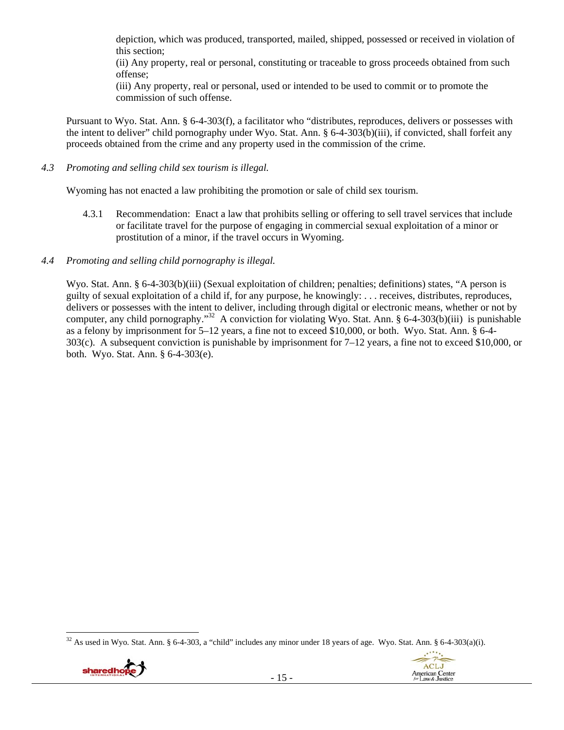depiction, which was produced, transported, mailed, shipped, possessed or received in violation of this section;

(ii) Any property, real or personal, constituting or traceable to gross proceeds obtained from such offense;

(iii) Any property, real or personal, used or intended to be used to commit or to promote the commission of such offense.

Pursuant to Wyo. Stat. Ann. § 6-4-303(f), a facilitator who "distributes, reproduces, delivers or possesses with the intent to deliver" child pornography under Wyo. Stat. Ann. § 6-4-303(b)(iii), if convicted, shall forfeit any proceeds obtained from the crime and any property used in the commission of the crime.

*4.3 Promoting and selling child sex tourism is illegal.*

Wyoming has not enacted a law prohibiting the promotion or sale of child sex tourism.

4.3.1 Recommendation: Enact a law that prohibits selling or offering to sell travel services that include or facilitate travel for the purpose of engaging in commercial sexual exploitation of a minor or prostitution of a minor, if the travel occurs in Wyoming.

*4.4 Promoting and selling child pornography is illegal.*

Wyo. Stat. Ann. § 6-4-303(b)(iii) (Sexual exploitation of children; penalties; definitions) states, "A person is guilty of sexual exploitation of a child if, for any purpose, he knowingly: . . . receives, distributes, reproduces, delivers or possesses with the intent to deliver, including through digital or electronic means, whether or not by computer, any child pornography."[32] A conviction for violating Wyo. Stat. Ann. § 6-4-303(b)(iii) is punishable as a felony by imprisonment for 5–12 years, a fine not to exceed $10,000, or both. Wyo. Stat. Ann. § 6-4-303(c). A subsequent conviction is punishable by imprisonment for 7–12 years, a fine not to exceed $10,000, or both. Wyo. Stat. Ann. § 6-4-303(e).

[32] As used in Wyo. Stat. Ann. § 6-4-303, a "child" includes any minor under 18 years of age. Wyo. Stat. Ann. § 6-4-303(a)(i).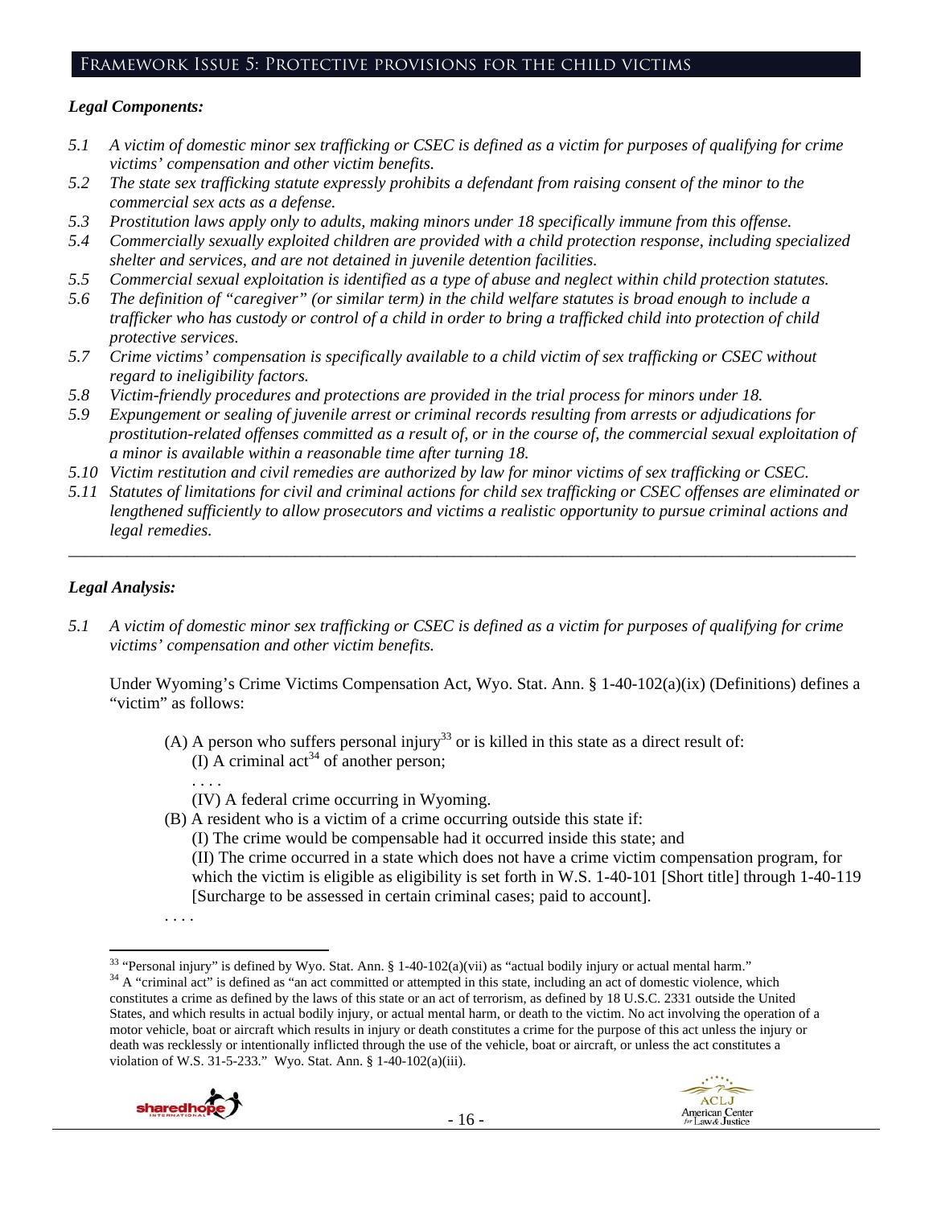## Framework Issue 5: Protective provisions for the child victims

### *Legal Components:*

*5.1 A victim of domestic minor sex trafficking or CSEC is defined as a victim for purposes of qualifying for crime victims' compensation and other victim benefits.*

*5.2 The state sex trafficking statute expressly prohibits a defendant from raising consent of the minor to the commercial sex acts as a defense.*

*5.3 Prostitution laws apply only to adults, making minors under 18 specifically immune from this offense.*

*5.4 Commercially sexually exploited children are provided with a child protection response, including specialized shelter and services, and are not detained in juvenile detention facilities.*

*5.5 Commercial sexual exploitation is identified as a type of abuse and neglect within child protection statutes.*

*5.6 The definition of "caregiver" (or similar term) in the child welfare statutes is broad enough to include a trafficker who has custody or control of a child in order to bring a trafficked child into protection of child protective services.*

*5.7 Crime victims' compensation is specifically available to a child victim of sex trafficking or CSEC without regard to ineligibility factors.*

*5.8 Victim-friendly procedures and protections are provided in the trial process for minors under 18.*

*5.9 Expungement or sealing of juvenile arrest or criminal records resulting from arrests or adjudications for prostitution-related offenses committed as a result of, or in the course of, the commercial sexual exploitation of a minor is available within a reasonable time after turning 18.*

*5.10 Victim restitution and civil remedies are authorized by law for minor victims of sex trafficking or CSEC.*

*5.11 Statutes of limitations for civil and criminal actions for child sex trafficking or CSEC offenses are eliminated or lengthened sufficiently to allow prosecutors and victims a realistic opportunity to pursue criminal actions and legal remedies.*

---

### *Legal Analysis:*

*5.1 A victim of domestic minor sex trafficking or CSEC is defined as a victim for purposes of qualifying for crime victims' compensation and other victim benefits.*

Under Wyoming's Crime Victims Compensation Act, Wyo. Stat. Ann. § 1-40-102(a)(ix) (Definitions) defines a "victim" as follows:

> (A) A person who suffers personal injury[33] or is killed in this state as a direct result of:
> (I) A criminal act[34] of another person;
> . . . .
> (IV) A federal crime occurring in Wyoming.
> (B) A resident who is a victim of a crime occurring outside this state if:
> (I) The crime would be compensable had it occurred inside this state; and
> (II) The crime occurred in a state which does not have a crime victim compensation program, for which the victim is eligible as eligibility is set forth in W.S. 1-40-101 [Short title] through 1-40-119 [Surcharge to be assessed in certain criminal cases; paid to account].
>
> . . . .

---

[33] "Personal injury" is defined by Wyo. Stat. Ann. § 1-40-102(a)(vii) as "actual bodily injury or actual mental harm."

[34] A "criminal act" is defined as "an act committed or attempted in this state, including an act of domestic violence, which constitutes a crime as defined by the laws of this state or an act of terrorism, as defined by 18 U.S.C. 2331 outside the United States, and which results in actual bodily injury, or actual mental harm, or death to the victim. No act involving the operation of a motor vehicle, boat or aircraft which results in injury or death constitutes a crime for the purpose of this act unless the injury or death was recklessly or intentionally inflicted through the use of the vehicle, boat or aircraft, or unless the act constitutes a violation of W.S. 31-5-233." Wyo. Stat. Ann. § 1-40-102(a)(iii).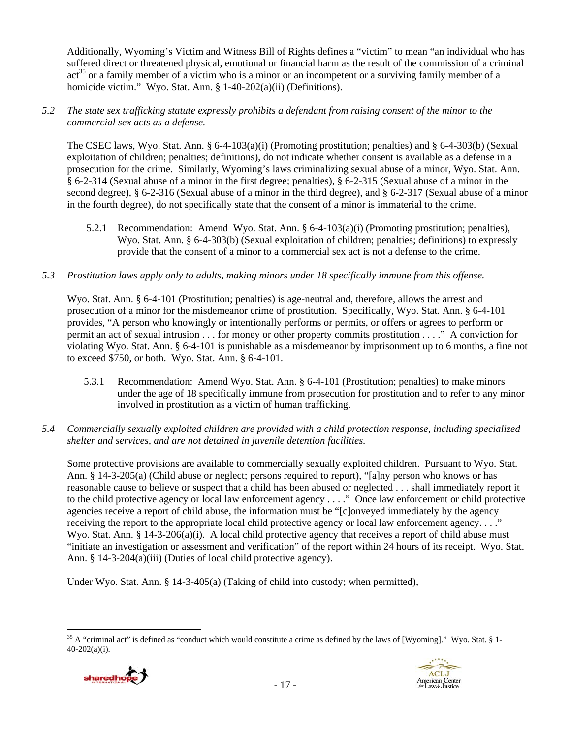Additionally, Wyoming's Victim and Witness Bill of Rights defines a "victim" to mean "an individual who has suffered direct or threatened physical, emotional or financial harm as the result of the commission of a criminal act[35] or a family member of a victim who is a minor or an incompetent or a surviving family member of a homicide victim." Wyo. Stat. Ann. § 1-40-202(a)(ii) (Definitions).

*5.2 The state sex trafficking statute expressly prohibits a defendant from raising consent of the minor to the commercial sex acts as a defense.*

The CSEC laws, Wyo. Stat. Ann. § 6-4-103(a)(i) (Promoting prostitution; penalties) and § 6-4-303(b) (Sexual exploitation of children; penalties; definitions), do not indicate whether consent is available as a defense in a prosecution for the crime. Similarly, Wyoming's laws criminalizing sexual abuse of a minor, Wyo. Stat. Ann. § 6-2-314 (Sexual abuse of a minor in the first degree; penalties), § 6-2-315 (Sexual abuse of a minor in the second degree), § 6-2-316 (Sexual abuse of a minor in the third degree), and § 6-2-317 (Sexual abuse of a minor in the fourth degree), do not specifically state that the consent of a minor is immaterial to the crime.

5.2.1 Recommendation: Amend Wyo. Stat. Ann. § 6-4-103(a)(i) (Promoting prostitution; penalties), Wyo. Stat. Ann. § 6-4-303(b) (Sexual exploitation of children; penalties; definitions) to expressly provide that the consent of a minor to a commercial sex act is not a defense to the crime.

*5.3 Prostitution laws apply only to adults, making minors under 18 specifically immune from this offense.*

Wyo. Stat. Ann. § 6-4-101 (Prostitution; penalties) is age-neutral and, therefore, allows the arrest and prosecution of a minor for the misdemeanor crime of prostitution. Specifically, Wyo. Stat. Ann. § 6-4-101 provides, "A person who knowingly or intentionally performs or permits, or offers or agrees to perform or permit an act of sexual intrusion . . . for money or other property commits prostitution . . . ." A conviction for violating Wyo. Stat. Ann. § 6-4-101 is punishable as a misdemeanor by imprisonment up to 6 months, a fine not to exceed $750, or both. Wyo. Stat. Ann. § 6-4-101.

5.3.1 Recommendation: Amend Wyo. Stat. Ann. § 6-4-101 (Prostitution; penalties) to make minors under the age of 18 specifically immune from prosecution for prostitution and to refer to any minor involved in prostitution as a victim of human trafficking.

*5.4 Commercially sexually exploited children are provided with a child protection response, including specialized shelter and services, and are not detained in juvenile detention facilities.*

Some protective provisions are available to commercially sexually exploited children. Pursuant to Wyo. Stat. Ann. § 14-3-205(a) (Child abuse or neglect; persons required to report), "[a]ny person who knows or has reasonable cause to believe or suspect that a child has been abused or neglected . . . shall immediately report it to the child protective agency or local law enforcement agency . . . ." Once law enforcement or child protective agencies receive a report of child abuse, the information must be "[c]onveyed immediately by the agency receiving the report to the appropriate local child protective agency or local law enforcement agency. . . ." Wyo. Stat. Ann. § 14-3-206(a)(i). A local child protective agency that receives a report of child abuse must "initiate an investigation or assessment and verification" of the report within 24 hours of its receipt. Wyo. Stat. Ann. § 14-3-204(a)(iii) (Duties of local child protective agency).

Under Wyo. Stat. Ann. § 14-3-405(a) (Taking of child into custody; when permitted),

[35] A "criminal act" is defined as "conduct which would constitute a crime as defined by the laws of [Wyoming]." Wyo. Stat. § 1-40-202(a)(i).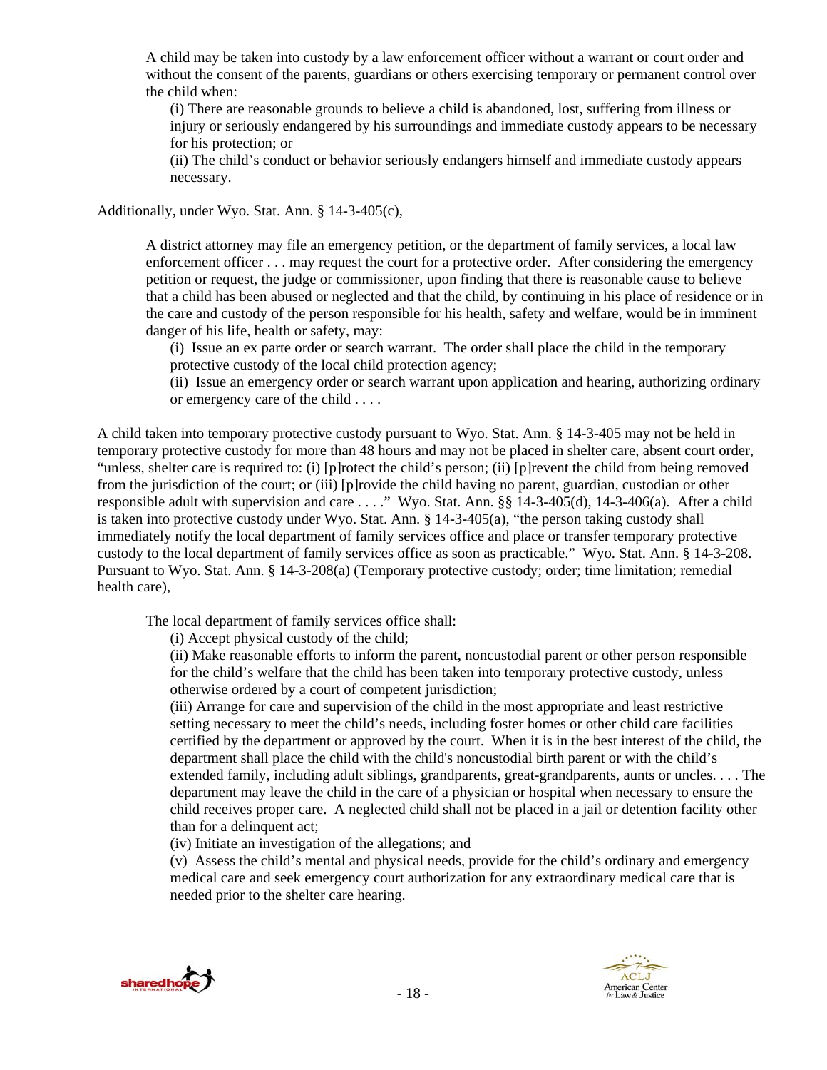> A child may be taken into custody by a law enforcement officer without a warrant or court order and without the consent of the parents, guardians or others exercising temporary or permanent control over the child when:
>
> > (i) There are reasonable grounds to believe a child is abandoned, lost, suffering from illness or injury or seriously endangered by his surroundings and immediate custody appears to be necessary for his protection; or
> >
> > (ii) The child's conduct or behavior seriously endangers himself and immediate custody appears necessary.

Additionally, under Wyo. Stat. Ann. § 14-3-405(c),

> A district attorney may file an emergency petition, or the department of family services, a local law enforcement officer . . . may request the court for a protective order. After considering the emergency petition or request, the judge or commissioner, upon finding that there is reasonable cause to believe that a child has been abused or neglected and that the child, by continuing in his place of residence or in the care and custody of the person responsible for his health, safety and welfare, would be in imminent danger of his life, health or safety, may:
>
> > (i) Issue an ex parte order or search warrant. The order shall place the child in the temporary protective custody of the local child protection agency;
> >
> > (ii) Issue an emergency order or search warrant upon application and hearing, authorizing ordinary or emergency care of the child . . . .

A child taken into temporary protective custody pursuant to Wyo. Stat. Ann. § 14-3-405 may not be held in temporary protective custody for more than 48 hours and may not be placed in shelter care, absent court order, "unless, shelter care is required to: (i) [p]rotect the child's person; (ii) [p]revent the child from being removed from the jurisdiction of the court; or (iii) [p]rovide the child having no parent, guardian, custodian or other responsible adult with supervision and care . . . ." Wyo. Stat. Ann. §§ 14-3-405(d), 14-3-406(a). After a child is taken into protective custody under Wyo. Stat. Ann. § 14-3-405(a), "the person taking custody shall immediately notify the local department of family services office and place or transfer temporary protective custody to the local department of family services office as soon as practicable." Wyo. Stat. Ann. § 14-3-208. Pursuant to Wyo. Stat. Ann. § 14-3-208(a) (Temporary protective custody; order; time limitation; remedial health care),

> The local department of family services office shall:
>
> > (i) Accept physical custody of the child;
> >
> > (ii) Make reasonable efforts to inform the parent, noncustodial parent or other person responsible for the child's welfare that the child has been taken into temporary protective custody, unless otherwise ordered by a court of competent jurisdiction;
> >
> > (iii) Arrange for care and supervision of the child in the most appropriate and least restrictive setting necessary to meet the child's needs, including foster homes or other child care facilities certified by the department or approved by the court. When it is in the best interest of the child, the department shall place the child with the child's noncustodial birth parent or with the child's extended family, including adult siblings, grandparents, great-grandparents, aunts or uncles. . . . The department may leave the child in the care of a physician or hospital when necessary to ensure the child receives proper care. A neglected child shall not be placed in a jail or detention facility other than for a delinquent act;
> >
> > (iv) Initiate an investigation of the allegations; and
> >
> > (v) Assess the child's mental and physical needs, provide for the child's ordinary and emergency medical care and seek emergency court authorization for any extraordinary medical care that is needed prior to the shelter care hearing.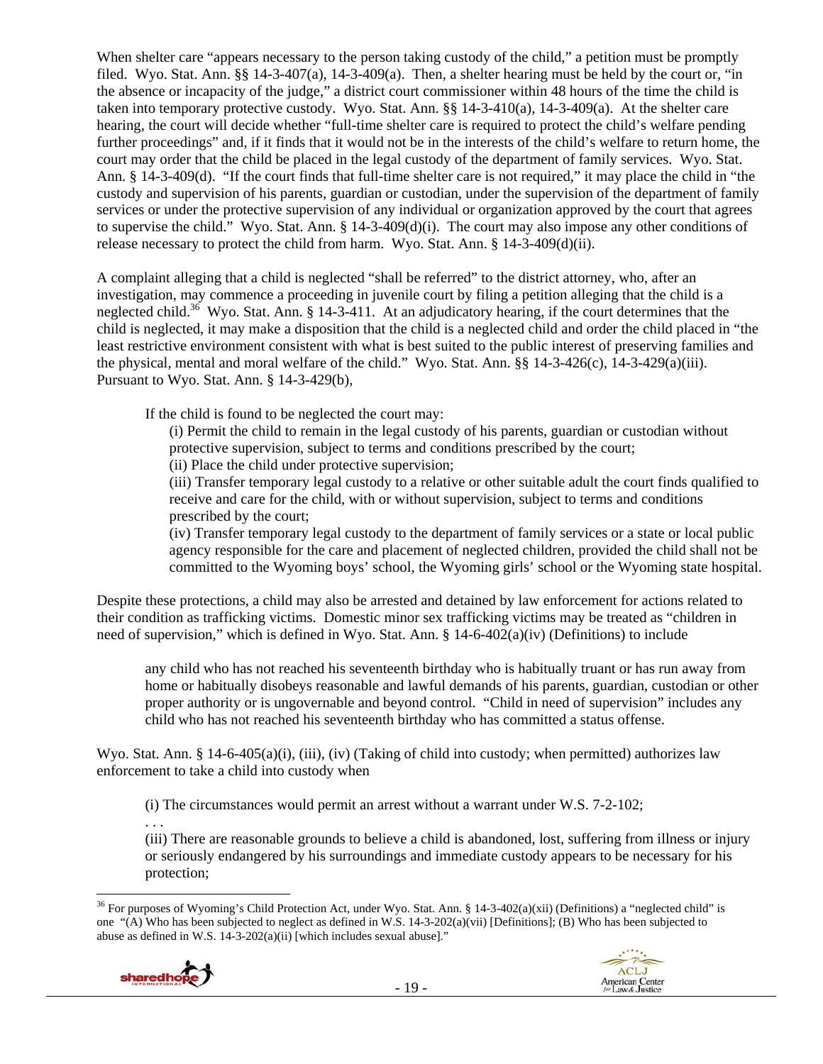When shelter care "appears necessary to the person taking custody of the child," a petition must be promptly filed. Wyo. Stat. Ann. §§ 14-3-407(a), 14-3-409(a). Then, a shelter hearing must be held by the court or, "in the absence or incapacity of the judge," a district court commissioner within 48 hours of the time the child is taken into temporary protective custody. Wyo. Stat. Ann. §§ 14-3-410(a), 14-3-409(a). At the shelter care hearing, the court will decide whether "full-time shelter care is required to protect the child's welfare pending further proceedings" and, if it finds that it would not be in the interests of the child's welfare to return home, the court may order that the child be placed in the legal custody of the department of family services. Wyo. Stat. Ann. § 14-3-409(d). "If the court finds that full-time shelter care is not required," it may place the child in "the custody and supervision of his parents, guardian or custodian, under the supervision of the department of family services or under the protective supervision of any individual or organization approved by the court that agrees to supervise the child." Wyo. Stat. Ann. § 14-3-409(d)(i). The court may also impose any other conditions of release necessary to protect the child from harm. Wyo. Stat. Ann. § 14-3-409(d)(ii).

A complaint alleging that a child is neglected "shall be referred" to the district attorney, who, after an investigation, may commence a proceeding in juvenile court by filing a petition alleging that the child is a neglected child.[36] Wyo. Stat. Ann. § 14-3-411. At an adjudicatory hearing, if the court determines that the child is neglected, it may make a disposition that the child is a neglected child and order the child placed in "the least restrictive environment consistent with what is best suited to the public interest of preserving families and the physical, mental and moral welfare of the child." Wyo. Stat. Ann. §§ 14-3-426(c), 14-3-429(a)(iii). Pursuant to Wyo. Stat. Ann. § 14-3-429(b),

> If the child is found to be neglected the court may:
>
> (i) Permit the child to remain in the legal custody of his parents, guardian or custodian without protective supervision, subject to terms and conditions prescribed by the court;
>
> (ii) Place the child under protective supervision;
>
> (iii) Transfer temporary legal custody to a relative or other suitable adult the court finds qualified to receive and care for the child, with or without supervision, subject to terms and conditions prescribed by the court;
>
> (iv) Transfer temporary legal custody to the department of family services or a state or local public agency responsible for the care and placement of neglected children, provided the child shall not be committed to the Wyoming boys' school, the Wyoming girls' school or the Wyoming state hospital.

Despite these protections, a child may also be arrested and detained by law enforcement for actions related to their condition as trafficking victims. Domestic minor sex trafficking victims may be treated as "children in need of supervision," which is defined in Wyo. Stat. Ann. § 14-6-402(a)(iv) (Definitions) to include

> any child who has not reached his seventeenth birthday who is habitually truant or has run away from home or habitually disobeys reasonable and lawful demands of his parents, guardian, custodian or other proper authority or is ungovernable and beyond control. "Child in need of supervision" includes any child who has not reached his seventeenth birthday who has committed a status offense.

Wyo. Stat. Ann. § 14-6-405(a)(i), (iii), (iv) (Taking of child into custody; when permitted) authorizes law enforcement to take a child into custody when

> (i) The circumstances would permit an arrest without a warrant under W.S. 7-2-102;
>
> . . .
>
> (iii) There are reasonable grounds to believe a child is abandoned, lost, suffering from illness or injury or seriously endangered by his surroundings and immediate custody appears to be necessary for his protection;

[36] For purposes of Wyoming's Child Protection Act, under Wyo. Stat. Ann. § 14-3-402(a)(xii) (Definitions) a "neglected child" is one "(A) Who has been subjected to neglect as defined in W.S. 14-3-202(a)(vii) [Definitions]; (B) Who has been subjected to abuse as defined in W.S. 14-3-202(a)(ii) [which includes sexual abuse]."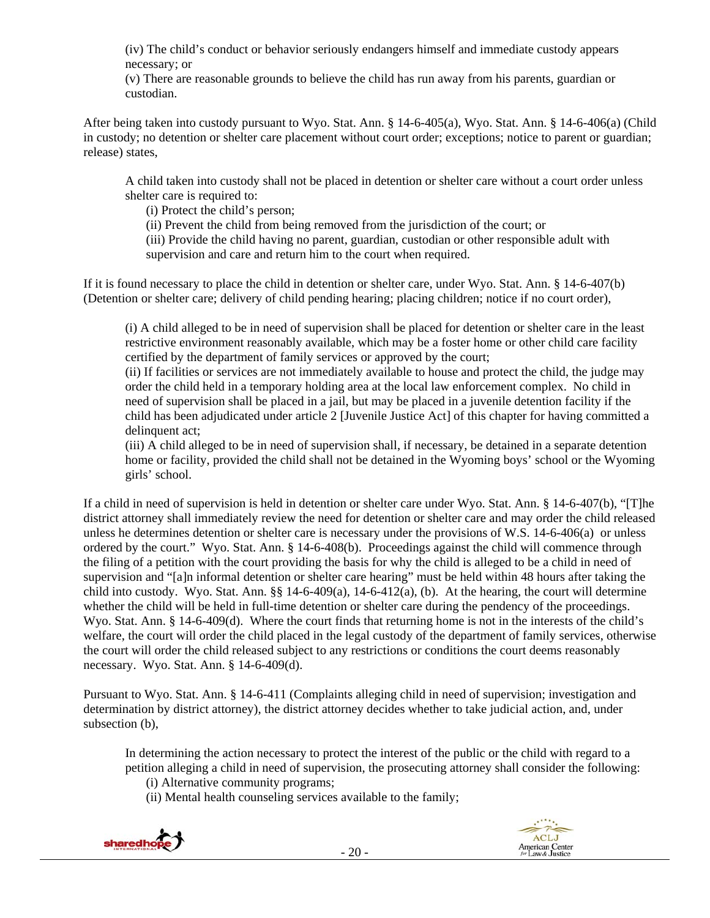(iv) The child's conduct or behavior seriously endangers himself and immediate custody appears necessary; or

(v) There are reasonable grounds to believe the child has run away from his parents, guardian or custodian.

After being taken into custody pursuant to Wyo. Stat. Ann. § 14-6-405(a), Wyo. Stat. Ann. § 14-6-406(a) (Child in custody; no detention or shelter care placement without court order; exceptions; notice to parent or guardian; release) states,

> A child taken into custody shall not be placed in detention or shelter care without a court order unless shelter care is required to:
>
> (i) Protect the child's person;
>
> (ii) Prevent the child from being removed from the jurisdiction of the court; or
>
> (iii) Provide the child having no parent, guardian, custodian or other responsible adult with supervision and care and return him to the court when required.

If it is found necessary to place the child in detention or shelter care, under Wyo. Stat. Ann. § 14-6-407(b) (Detention or shelter care; delivery of child pending hearing; placing children; notice if no court order),

> (i) A child alleged to be in need of supervision shall be placed for detention or shelter care in the least restrictive environment reasonably available, which may be a foster home or other child care facility certified by the department of family services or approved by the court;
>
> (ii) If facilities or services are not immediately available to house and protect the child, the judge may order the child held in a temporary holding area at the local law enforcement complex. No child in need of supervision shall be placed in a jail, but may be placed in a juvenile detention facility if the child has been adjudicated under article 2 [Juvenile Justice Act] of this chapter for having committed a delinquent act;
>
> (iii) A child alleged to be in need of supervision shall, if necessary, be detained in a separate detention home or facility, provided the child shall not be detained in the Wyoming boys' school or the Wyoming girls' school.

If a child in need of supervision is held in detention or shelter care under Wyo. Stat. Ann. § 14-6-407(b), "[T]he district attorney shall immediately review the need for detention or shelter care and may order the child released unless he determines detention or shelter care is necessary under the provisions of W.S. 14-6-406(a) or unless ordered by the court." Wyo. Stat. Ann. § 14-6-408(b). Proceedings against the child will commence through the filing of a petition with the court providing the basis for why the child is alleged to be a child in need of supervision and "[a]n informal detention or shelter care hearing" must be held within 48 hours after taking the child into custody. Wyo. Stat. Ann. §§ 14-6-409(a), 14-6-412(a), (b). At the hearing, the court will determine whether the child will be held in full-time detention or shelter care during the pendency of the proceedings. Wyo. Stat. Ann. § 14-6-409(d). Where the court finds that returning home is not in the interests of the child's welfare, the court will order the child placed in the legal custody of the department of family services, otherwise the court will order the child released subject to any restrictions or conditions the court deems reasonably necessary. Wyo. Stat. Ann. § 14-6-409(d).

Pursuant to Wyo. Stat. Ann. § 14-6-411 (Complaints alleging child in need of supervision; investigation and determination by district attorney), the district attorney decides whether to take judicial action, and, under subsection (b),

> In determining the action necessary to protect the interest of the public or the child with regard to a petition alleging a child in need of supervision, the prosecuting attorney shall consider the following:
>
> (i) Alternative community programs;
>
> (ii) Mental health counseling services available to the family;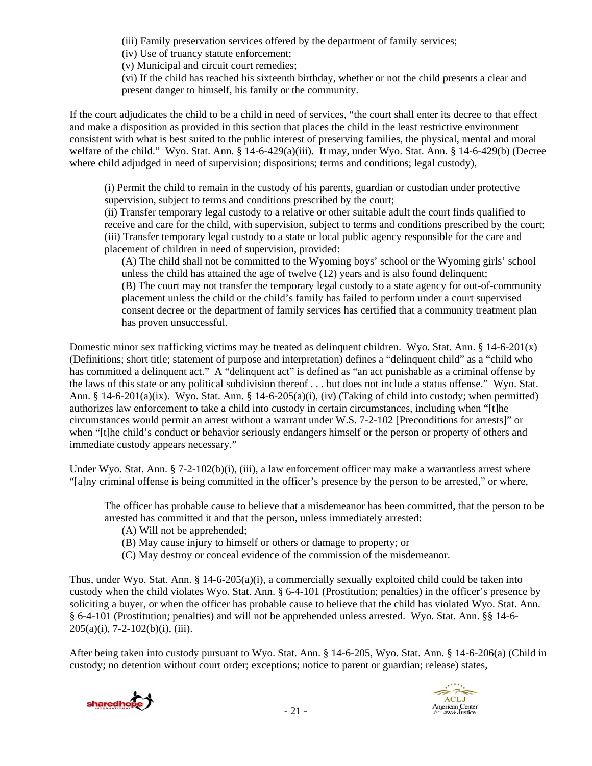(iii) Family preservation services offered by the department of family services;
(iv) Use of truancy statute enforcement;
(v) Municipal and circuit court remedies;
(vi) If the child has reached his sixteenth birthday, whether or not the child presents a clear and present danger to himself, his family or the community.

If the court adjudicates the child to be a child in need of services, "the court shall enter its decree to that effect and make a disposition as provided in this section that places the child in the least restrictive environment consistent with what is best suited to the public interest of preserving families, the physical, mental and moral welfare of the child." Wyo. Stat. Ann. § 14-6-429(a)(iii). It may, under Wyo. Stat. Ann. § 14-6-429(b) (Decree where child adjudged in need of supervision; dispositions; terms and conditions; legal custody),

> (i) Permit the child to remain in the custody of his parents, guardian or custodian under protective supervision, subject to terms and conditions prescribed by the court;
> (ii) Transfer temporary legal custody to a relative or other suitable adult the court finds qualified to receive and care for the child, with supervision, subject to terms and conditions prescribed by the court;
> (iii) Transfer temporary legal custody to a state or local public agency responsible for the care and placement of children in need of supervision, provided:
>> (A) The child shall not be committed to the Wyoming boys' school or the Wyoming girls' school unless the child has attained the age of twelve (12) years and is also found delinquent;
>> (B) The court may not transfer the temporary legal custody to a state agency for out-of-community placement unless the child or the child's family has failed to perform under a court supervised consent decree or the department of family services has certified that a community treatment plan has proven unsuccessful.

Domestic minor sex trafficking victims may be treated as delinquent children. Wyo. Stat. Ann. § 14-6-201(x) (Definitions; short title; statement of purpose and interpretation) defines a "delinquent child" as a "child who has committed a delinquent act." A "delinquent act" is defined as "an act punishable as a criminal offense by the laws of this state or any political subdivision thereof . . . but does not include a status offense." Wyo. Stat. Ann. § 14-6-201(a)(ix). Wyo. Stat. Ann. § 14-6-205(a)(i), (iv) (Taking of child into custody; when permitted) authorizes law enforcement to take a child into custody in certain circumstances, including when "[t]he circumstances would permit an arrest without a warrant under W.S. 7-2-102 [Preconditions for arrests]" or when "[t]he child's conduct or behavior seriously endangers himself or the person or property of others and immediate custody appears necessary."

Under Wyo. Stat. Ann. § 7-2-102(b)(i), (iii), a law enforcement officer may make a warrantless arrest where "[a]ny criminal offense is being committed in the officer's presence by the person to be arrested," or where,

> The officer has probable cause to believe that a misdemeanor has been committed, that the person to be arrested has committed it and that the person, unless immediately arrested:
>> (A) Will not be apprehended;
>> (B) May cause injury to himself or others or damage to property; or
>> (C) May destroy or conceal evidence of the commission of the misdemeanor.

Thus, under Wyo. Stat. Ann. § 14-6-205(a)(i), a commercially sexually exploited child could be taken into custody when the child violates Wyo. Stat. Ann. § 6-4-101 (Prostitution; penalties) in the officer's presence by soliciting a buyer, or when the officer has probable cause to believe that the child has violated Wyo. Stat. Ann. § 6-4-101 (Prostitution; penalties) and will not be apprehended unless arrested. Wyo. Stat. Ann. §§ 14-6-205(a)(i), 7-2-102(b)(i), (iii).

After being taken into custody pursuant to Wyo. Stat. Ann. § 14-6-205, Wyo. Stat. Ann. § 14-6-206(a) (Child in custody; no detention without court order; exceptions; notice to parent or guardian; release) states,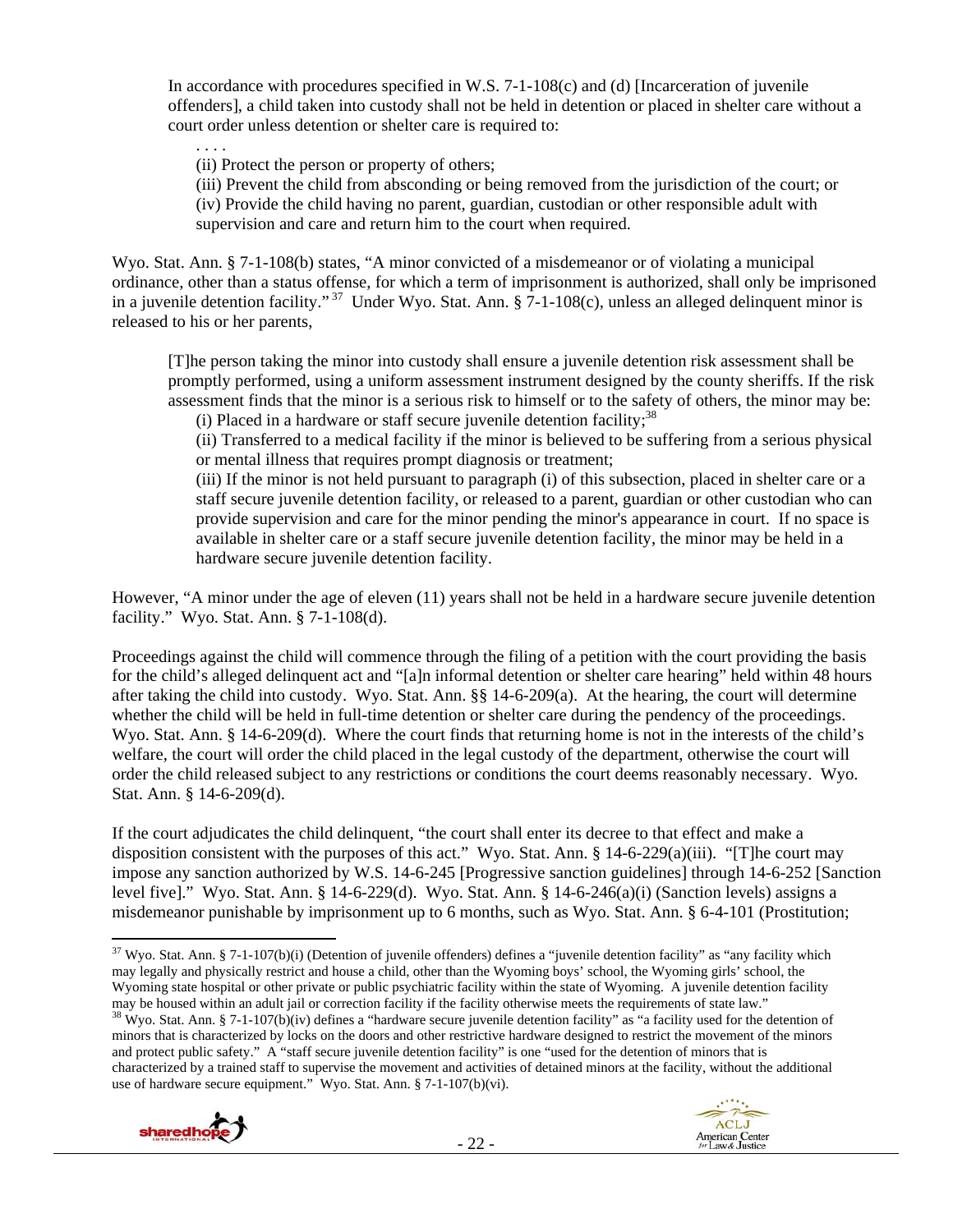In accordance with procedures specified in W.S. 7-1-108(c) and (d) [Incarceration of juvenile offenders], a child taken into custody shall not be held in detention or placed in shelter care without a court order unless detention or shelter care is required to:

> . . . .
> (ii) Protect the person or property of others;
> (iii) Prevent the child from absconding or being removed from the jurisdiction of the court; or
> (iv) Provide the child having no parent, guardian, custodian or other responsible adult with supervision and care and return him to the court when required.

Wyo. Stat. Ann. § 7-1-108(b) states, "A minor convicted of a misdemeanor or of violating a municipal ordinance, other than a status offense, for which a term of imprisonment is authorized, shall only be imprisoned in a juvenile detention facility."[37] Under Wyo. Stat. Ann. § 7-1-108(c), unless an alleged delinquent minor is released to his or her parents,

> [T]he person taking the minor into custody shall ensure a juvenile detention risk assessment shall be promptly performed, using a uniform assessment instrument designed by the county sheriffs. If the risk assessment finds that the minor is a serious risk to himself or to the safety of others, the minor may be:
> (i) Placed in a hardware or staff secure juvenile detention facility;[38]
> (ii) Transferred to a medical facility if the minor is believed to be suffering from a serious physical or mental illness that requires prompt diagnosis or treatment;
> (iii) If the minor is not held pursuant to paragraph (i) of this subsection, placed in shelter care or a staff secure juvenile detention facility, or released to a parent, guardian or other custodian who can provide supervision and care for the minor pending the minor's appearance in court. If no space is available in shelter care or a staff secure juvenile detention facility, the minor may be held in a hardware secure juvenile detention facility.

However, "A minor under the age of eleven (11) years shall not be held in a hardware secure juvenile detention facility." Wyo. Stat. Ann. § 7-1-108(d).

Proceedings against the child will commence through the filing of a petition with the court providing the basis for the child's alleged delinquent act and "[a]n informal detention or shelter care hearing" held within 48 hours after taking the child into custody. Wyo. Stat. Ann. §§ 14-6-209(a). At the hearing, the court will determine whether the child will be held in full-time detention or shelter care during the pendency of the proceedings. Wyo. Stat. Ann. § 14-6-209(d). Where the court finds that returning home is not in the interests of the child's welfare, the court will order the child placed in the legal custody of the department, otherwise the court will order the child released subject to any restrictions or conditions the court deems reasonably necessary. Wyo. Stat. Ann. § 14-6-209(d).

If the court adjudicates the child delinquent, "the court shall enter its decree to that effect and make a disposition consistent with the purposes of this act." Wyo. Stat. Ann. § 14-6-229(a)(iii). "[T]he court may impose any sanction authorized by W.S. 14-6-245 [Progressive sanction guidelines] through 14-6-252 [Sanction level five]." Wyo. Stat. Ann. § 14-6-229(d). Wyo. Stat. Ann. § 14-6-246(a)(i) (Sanction levels) assigns a misdemeanor punishable by imprisonment up to 6 months, such as Wyo. Stat. Ann. § 6-4-101 (Prostitution;

---

[37] Wyo. Stat. Ann. § 7-1-107(b)(i) (Detention of juvenile offenders) defines a "juvenile detention facility" as "any facility which may legally and physically restrict and house a child, other than the Wyoming boys' school, the Wyoming girls' school, the Wyoming state hospital or other private or public psychiatric facility within the state of Wyoming. A juvenile detention facility may be housed within an adult jail or correction facility if the facility otherwise meets the requirements of state law."

[38] Wyo. Stat. Ann. § 7-1-107(b)(iv) defines a "hardware secure juvenile detention facility" as "a facility used for the detention of minors that is characterized by locks on the doors and other restrictive hardware designed to restrict the movement of the minors and protect public safety." A "staff secure juvenile detention facility" is one "used for the detention of minors that is characterized by a trained staff to supervise the movement and activities of detained minors at the facility, without the additional use of hardware secure equipment." Wyo. Stat. Ann. § 7-1-107(b)(vi).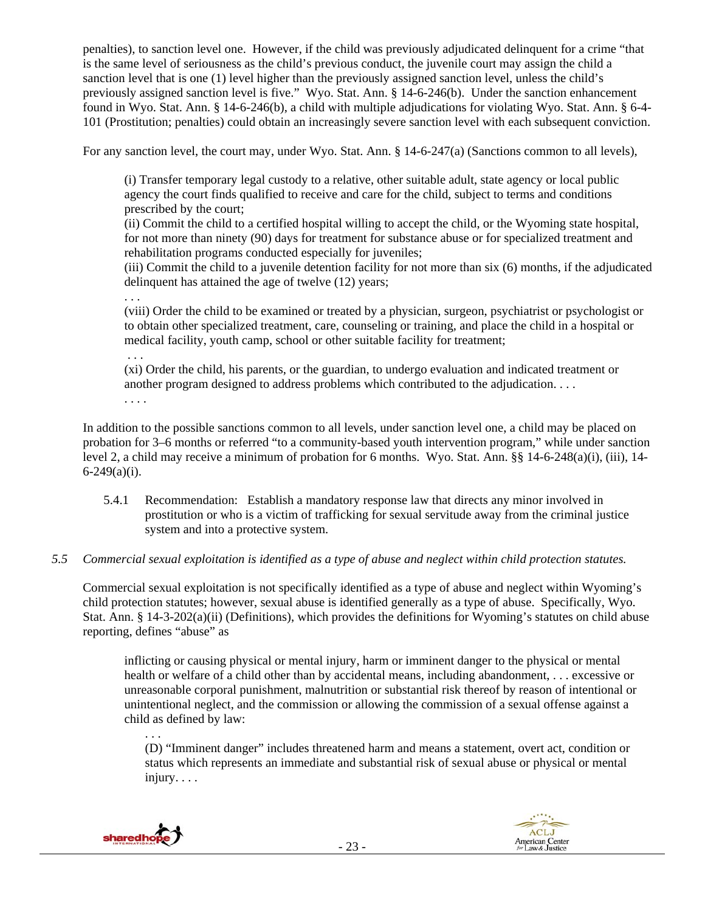penalties), to sanction level one. However, if the child was previously adjudicated delinquent for a crime "that is the same level of seriousness as the child's previous conduct, the juvenile court may assign the child a sanction level that is one (1) level higher than the previously assigned sanction level, unless the child's previously assigned sanction level is five." Wyo. Stat. Ann. § 14-6-246(b). Under the sanction enhancement found in Wyo. Stat. Ann. § 14-6-246(b), a child with multiple adjudications for violating Wyo. Stat. Ann. § 6-4-101 (Prostitution; penalties) could obtain an increasingly severe sanction level with each subsequent conviction.

For any sanction level, the court may, under Wyo. Stat. Ann. § 14-6-247(a) (Sanctions common to all levels),

> (i) Transfer temporary legal custody to a relative, other suitable adult, state agency or local public agency the court finds qualified to receive and care for the child, subject to terms and conditions prescribed by the court;
> (ii) Commit the child to a certified hospital willing to accept the child, or the Wyoming state hospital, for not more than ninety (90) days for treatment for substance abuse or for specialized treatment and rehabilitation programs conducted especially for juveniles;
> (iii) Commit the child to a juvenile detention facility for not more than six (6) months, if the adjudicated delinquent has attained the age of twelve (12) years;
> . . .
> (viii) Order the child to be examined or treated by a physician, surgeon, psychiatrist or psychologist or to obtain other specialized treatment, care, counseling or training, and place the child in a hospital or medical facility, youth camp, school or other suitable facility for treatment;
> . . .
> (xi) Order the child, his parents, or the guardian, to undergo evaluation and indicated treatment or another program designed to address problems which contributed to the adjudication. . . .
> . . . .

In addition to the possible sanctions common to all levels, under sanction level one, a child may be placed on probation for 3–6 months or referred "to a community-based youth intervention program," while under sanction level 2, a child may receive a minimum of probation for 6 months. Wyo. Stat. Ann. §§ 14-6-248(a)(i), (iii), 14-6-249(a)(i).

5.4.1 Recommendation: Establish a mandatory response law that directs any minor involved in prostitution or who is a victim of trafficking for sexual servitude away from the criminal justice system and into a protective system.

*5.5 Commercial sexual exploitation is identified as a type of abuse and neglect within child protection statutes.*

Commercial sexual exploitation is not specifically identified as a type of abuse and neglect within Wyoming's child protection statutes; however, sexual abuse is identified generally as a type of abuse. Specifically, Wyo. Stat. Ann. § 14-3-202(a)(ii) (Definitions), which provides the definitions for Wyoming's statutes on child abuse reporting, defines "abuse" as

> inflicting or causing physical or mental injury, harm or imminent danger to the physical or mental health or welfare of a child other than by accidental means, including abandonment, . . . excessive or unreasonable corporal punishment, malnutrition or substantial risk thereof by reason of intentional or unintentional neglect, and the commission or allowing the commission of a sexual offense against a child as defined by law:
>
> > . . .
> > (D) "Imminent danger" includes threatened harm and means a statement, overt act, condition or status which represents an immediate and substantial risk of sexual abuse or physical or mental injury. . . .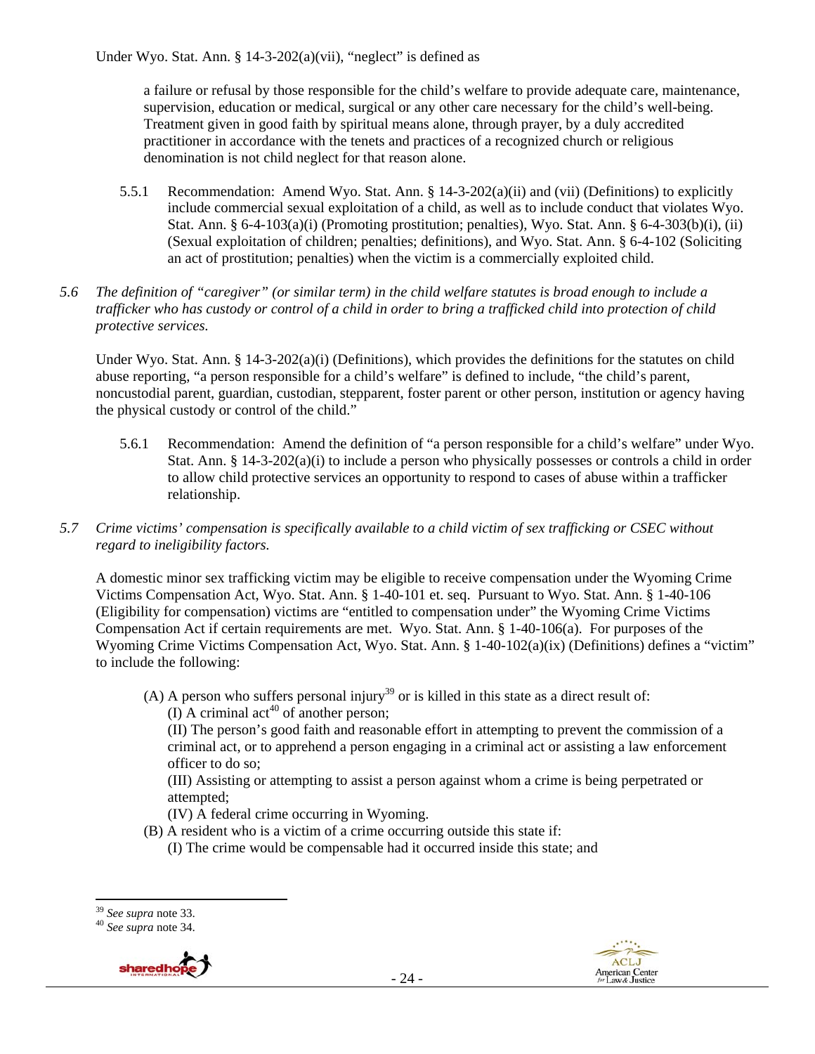Under Wyo. Stat. Ann. § 14-3-202(a)(vii), "neglect" is defined as

> a failure or refusal by those responsible for the child's welfare to provide adequate care, maintenance, supervision, education or medical, surgical or any other care necessary for the child's well-being. Treatment given in good faith by spiritual means alone, through prayer, by a duly accredited practitioner in accordance with the tenets and practices of a recognized church or religious denomination is not child neglect for that reason alone.

5.5.1 Recommendation: Amend Wyo. Stat. Ann. § 14-3-202(a)(ii) and (vii) (Definitions) to explicitly include commercial sexual exploitation of a child, as well as to include conduct that violates Wyo. Stat. Ann. § 6-4-103(a)(i) (Promoting prostitution; penalties), Wyo. Stat. Ann. § 6-4-303(b)(i), (ii) (Sexual exploitation of children; penalties; definitions), and Wyo. Stat. Ann. § 6-4-102 (Soliciting an act of prostitution; penalties) when the victim is a commercially exploited child.

*5.6 The definition of "caregiver" (or similar term) in the child welfare statutes is broad enough to include a trafficker who has custody or control of a child in order to bring a trafficked child into protection of child protective services.*

Under Wyo. Stat. Ann. § 14-3-202(a)(i) (Definitions), which provides the definitions for the statutes on child abuse reporting, "a person responsible for a child's welfare" is defined to include, "the child's parent, noncustodial parent, guardian, custodian, stepparent, foster parent or other person, institution or agency having the physical custody or control of the child."

5.6.1 Recommendation: Amend the definition of "a person responsible for a child's welfare" under Wyo. Stat. Ann. § 14-3-202(a)(i) to include a person who physically possesses or controls a child in order to allow child protective services an opportunity to respond to cases of abuse within a trafficker relationship.

*5.7 Crime victims' compensation is specifically available to a child victim of sex trafficking or CSEC without regard to ineligibility factors.*

A domestic minor sex trafficking victim may be eligible to receive compensation under the Wyoming Crime Victims Compensation Act, Wyo. Stat. Ann. § 1-40-101 et. seq. Pursuant to Wyo. Stat. Ann. § 1-40-106 (Eligibility for compensation) victims are "entitled to compensation under" the Wyoming Crime Victims Compensation Act if certain requirements are met. Wyo. Stat. Ann. § 1-40-106(a). For purposes of the Wyoming Crime Victims Compensation Act, Wyo. Stat. Ann. § 1-40-102(a)(ix) (Definitions) defines a "victim" to include the following:

> (A) A person who suffers personal injury[39] or is killed in this state as a direct result of:
>
> (I) A criminal act[40] of another person;
>
> (II) The person's good faith and reasonable effort in attempting to prevent the commission of a criminal act, or to apprehend a person engaging in a criminal act or assisting a law enforcement officer to do so;
>
> (III) Assisting or attempting to assist a person against whom a crime is being perpetrated or attempted;
>
> (IV) A federal crime occurring in Wyoming.
>
> (B) A resident who is a victim of a crime occurring outside this state if:
>
> (I) The crime would be compensable had it occurred inside this state; and

---

[39] *See supra* note 33.

[40] *See supra* note 34.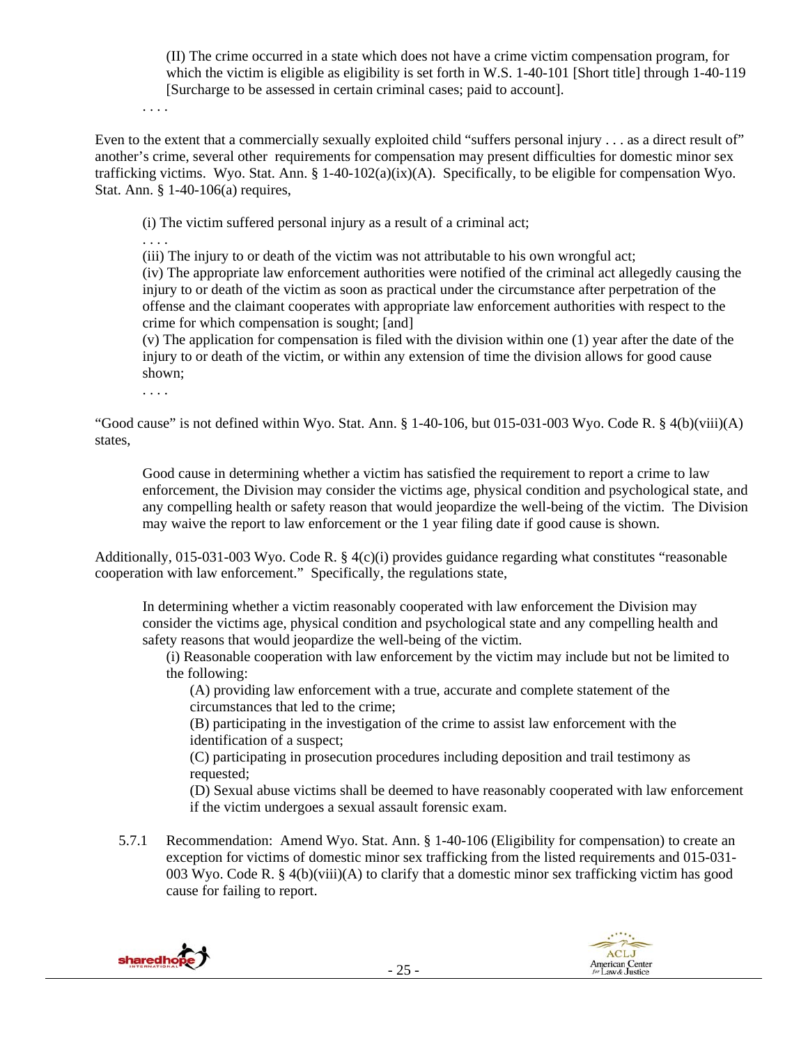(II) The crime occurred in a state which does not have a crime victim compensation program, for which the victim is eligible as eligibility is set forth in W.S. 1-40-101 [Short title] through 1-40-119 [Surcharge to be assessed in certain criminal cases; paid to account].

. . . .

Even to the extent that a commercially sexually exploited child "suffers personal injury . . . as a direct result of" another's crime, several other requirements for compensation may present difficulties for domestic minor sex trafficking victims. Wyo. Stat. Ann. § 1-40-102(a)(ix)(A). Specifically, to be eligible for compensation Wyo. Stat. Ann. § 1-40-106(a) requires,

> (i) The victim suffered personal injury as a result of a criminal act;
>
> . . . .
>
> (iii) The injury to or death of the victim was not attributable to his own wrongful act;
>
> (iv) The appropriate law enforcement authorities were notified of the criminal act allegedly causing the injury to or death of the victim as soon as practical under the circumstance after perpetration of the offense and the claimant cooperates with appropriate law enforcement authorities with respect to the crime for which compensation is sought; [and]
>
> (v) The application for compensation is filed with the division within one (1) year after the date of the injury to or death of the victim, or within any extension of time the division allows for good cause shown;
>
> . . . .

"Good cause" is not defined within Wyo. Stat. Ann. § 1-40-106, but 015-031-003 Wyo. Code R. § 4(b)(viii)(A) states,

> Good cause in determining whether a victim has satisfied the requirement to report a crime to law enforcement, the Division may consider the victims age, physical condition and psychological state, and any compelling health or safety reason that would jeopardize the well-being of the victim. The Division may waive the report to law enforcement or the 1 year filing date if good cause is shown.

Additionally, 015-031-003 Wyo. Code R. § 4(c)(i) provides guidance regarding what constitutes "reasonable cooperation with law enforcement." Specifically, the regulations state,

> In determining whether a victim reasonably cooperated with law enforcement the Division may consider the victims age, physical condition and psychological state and any compelling health and safety reasons that would jeopardize the well-being of the victim.
>
> (i) Reasonable cooperation with law enforcement by the victim may include but not be limited to the following:
>
> (A) providing law enforcement with a true, accurate and complete statement of the circumstances that led to the crime;
>
> (B) participating in the investigation of the crime to assist law enforcement with the identification of a suspect;
>
> (C) participating in prosecution procedures including deposition and trail testimony as requested;
>
> (D) Sexual abuse victims shall be deemed to have reasonably cooperated with law enforcement if the victim undergoes a sexual assault forensic exam.

5.7.1 Recommendation: Amend Wyo. Stat. Ann. § 1-40-106 (Eligibility for compensation) to create an exception for victims of domestic minor sex trafficking from the listed requirements and 015-031-003 Wyo. Code R. § 4(b)(viii)(A) to clarify that a domestic minor sex trafficking victim has good cause for failing to report.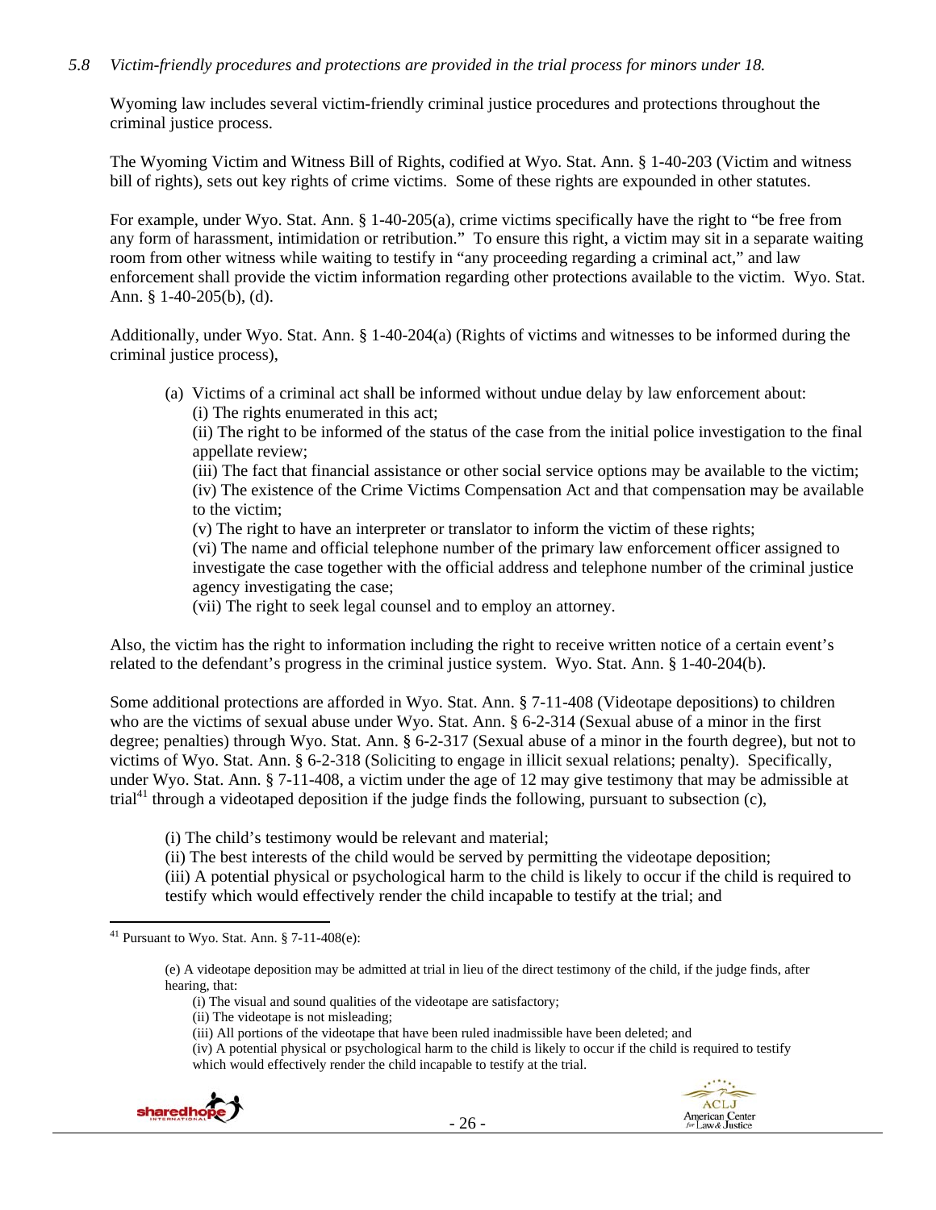*5.8 Victim-friendly procedures and protections are provided in the trial process for minors under 18.*

Wyoming law includes several victim-friendly criminal justice procedures and protections throughout the criminal justice process.

The Wyoming Victim and Witness Bill of Rights, codified at Wyo. Stat. Ann. § 1-40-203 (Victim and witness bill of rights), sets out key rights of crime victims. Some of these rights are expounded in other statutes.

For example, under Wyo. Stat. Ann. § 1-40-205(a), crime victims specifically have the right to "be free from any form of harassment, intimidation or retribution." To ensure this right, a victim may sit in a separate waiting room from other witness while waiting to testify in "any proceeding regarding a criminal act," and law enforcement shall provide the victim information regarding other protections available to the victim. Wyo. Stat. Ann. § 1-40-205(b), (d).

Additionally, under Wyo. Stat. Ann. § 1-40-204(a) (Rights of victims and witnesses to be informed during the criminal justice process),

> (a) Victims of a criminal act shall be informed without undue delay by law enforcement about:
> (i) The rights enumerated in this act;
> (ii) The right to be informed of the status of the case from the initial police investigation to the final appellate review;
> (iii) The fact that financial assistance or other social service options may be available to the victim;
> (iv) The existence of the Crime Victims Compensation Act and that compensation may be available to the victim;
> (v) The right to have an interpreter or translator to inform the victim of these rights;
> (vi) The name and official telephone number of the primary law enforcement officer assigned to investigate the case together with the official address and telephone number of the criminal justice agency investigating the case;
> (vii) The right to seek legal counsel and to employ an attorney.

Also, the victim has the right to information including the right to receive written notice of a certain event's related to the defendant's progress in the criminal justice system. Wyo. Stat. Ann. § 1-40-204(b).

Some additional protections are afforded in Wyo. Stat. Ann. § 7-11-408 (Videotape depositions) to children who are the victims of sexual abuse under Wyo. Stat. Ann. § 6-2-314 (Sexual abuse of a minor in the first degree; penalties) through Wyo. Stat. Ann. § 6-2-317 (Sexual abuse of a minor in the fourth degree), but not to victims of Wyo. Stat. Ann. § 6-2-318 (Soliciting to engage in illicit sexual relations; penalty). Specifically, under Wyo. Stat. Ann. § 7-11-408, a victim under the age of 12 may give testimony that may be admissible at trial[41] through a videotaped deposition if the judge finds the following, pursuant to subsection (c),

> (i) The child's testimony would be relevant and material;
> (ii) The best interests of the child would be served by permitting the videotape deposition;
> (iii) A potential physical or psychological harm to the child is likely to occur if the child is required to testify which would effectively render the child incapable to testify at the trial; and

---

[41] Pursuant to Wyo. Stat. Ann. § 7-11-408(e):

> (e) A videotape deposition may be admitted at trial in lieu of the direct testimony of the child, if the judge finds, after hearing, that:
> (i) The visual and sound qualities of the videotape are satisfactory;
> (ii) The videotape is not misleading;
> (iii) All portions of the videotape that have been ruled inadmissible have been deleted; and
> (iv) A potential physical or psychological harm to the child is likely to occur if the child is required to testify which would effectively render the child incapable to testify at the trial.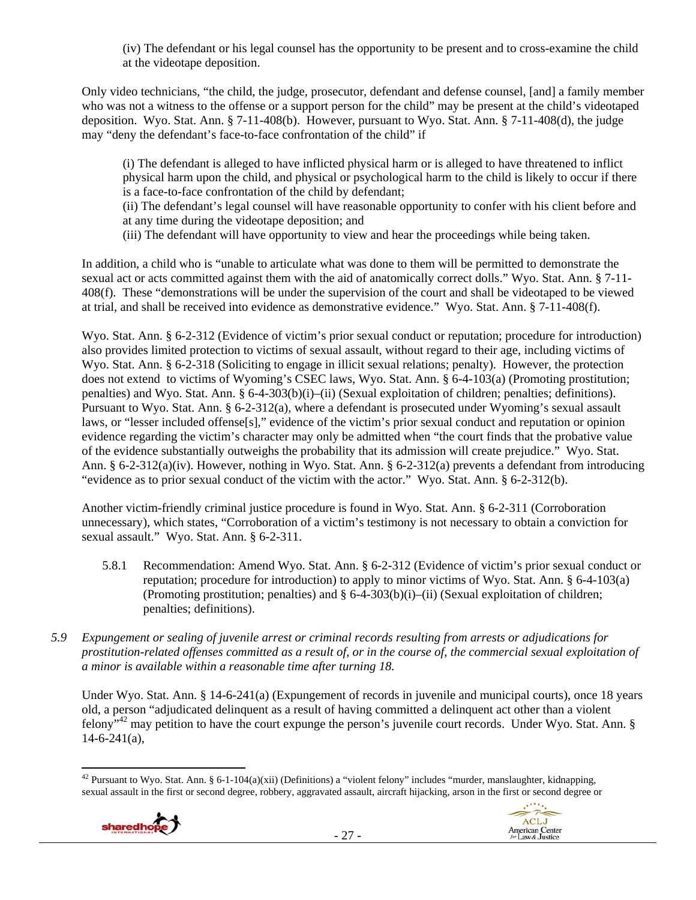(iv) The defendant or his legal counsel has the opportunity to be present and to cross-examine the child at the videotape deposition.

Only video technicians, "the child, the judge, prosecutor, defendant and defense counsel, [and] a family member who was not a witness to the offense or a support person for the child" may be present at the child's videotaped deposition. Wyo. Stat. Ann. § 7-11-408(b). However, pursuant to Wyo. Stat. Ann. § 7-11-408(d), the judge may "deny the defendant's face-to-face confrontation of the child" if

> (i) The defendant is alleged to have inflicted physical harm or is alleged to have threatened to inflict physical harm upon the child, and physical or psychological harm to the child is likely to occur if there is a face-to-face confrontation of the child by defendant;
> (ii) The defendant's legal counsel will have reasonable opportunity to confer with his client before and at any time during the videotape deposition; and
> (iii) The defendant will have opportunity to view and hear the proceedings while being taken.

In addition, a child who is "unable to articulate what was done to them will be permitted to demonstrate the sexual act or acts committed against them with the aid of anatomically correct dolls." Wyo. Stat. Ann. § 7-11-408(f). These "demonstrations will be under the supervision of the court and shall be videotaped to be viewed at trial, and shall be received into evidence as demonstrative evidence." Wyo. Stat. Ann. § 7-11-408(f).

Wyo. Stat. Ann. § 6-2-312 (Evidence of victim's prior sexual conduct or reputation; procedure for introduction) also provides limited protection to victims of sexual assault, without regard to their age, including victims of Wyo. Stat. Ann. § 6-2-318 (Soliciting to engage in illicit sexual relations; penalty). However, the protection does not extend to victims of Wyoming's CSEC laws, Wyo. Stat. Ann. § 6-4-103(a) (Promoting prostitution; penalties) and Wyo. Stat. Ann. § 6-4-303(b)(i)–(ii) (Sexual exploitation of children; penalties; definitions). Pursuant to Wyo. Stat. Ann. § 6-2-312(a), where a defendant is prosecuted under Wyoming's sexual assault laws, or "lesser included offense[s]," evidence of the victim's prior sexual conduct and reputation or opinion evidence regarding the victim's character may only be admitted when "the court finds that the probative value of the evidence substantially outweighs the probability that its admission will create prejudice." Wyo. Stat. Ann. § 6-2-312(a)(iv). However, nothing in Wyo. Stat. Ann. § 6-2-312(a) prevents a defendant from introducing "evidence as to prior sexual conduct of the victim with the actor." Wyo. Stat. Ann. § 6-2-312(b).

Another victim-friendly criminal justice procedure is found in Wyo. Stat. Ann. § 6-2-311 (Corroboration unnecessary), which states, "Corroboration of a victim's testimony is not necessary to obtain a conviction for sexual assault." Wyo. Stat. Ann. § 6-2-311.

5.8.1 Recommendation: Amend Wyo. Stat. Ann. § 6-2-312 (Evidence of victim's prior sexual conduct or reputation; procedure for introduction) to apply to minor victims of Wyo. Stat. Ann. § 6-4-103(a) (Promoting prostitution; penalties) and § 6-4-303(b)(i)–(ii) (Sexual exploitation of children; penalties; definitions).

*5.9 Expungement or sealing of juvenile arrest or criminal records resulting from arrests or adjudications for prostitution-related offenses committed as a result of, or in the course of, the commercial sexual exploitation of a minor is available within a reasonable time after turning 18.*

Under Wyo. Stat. Ann. § 14-6-241(a) (Expungement of records in juvenile and municipal courts), once 18 years old, a person "adjudicated delinquent as a result of having committed a delinquent act other than a violent felony"[42] may petition to have the court expunge the person's juvenile court records. Under Wyo. Stat. Ann. § 14-6-241(a),

[42] Pursuant to Wyo. Stat. Ann. § 6-1-104(a)(xii) (Definitions) a "violent felony" includes "murder, manslaughter, kidnapping, sexual assault in the first or second degree, robbery, aggravated assault, aircraft hijacking, arson in the first or second degree or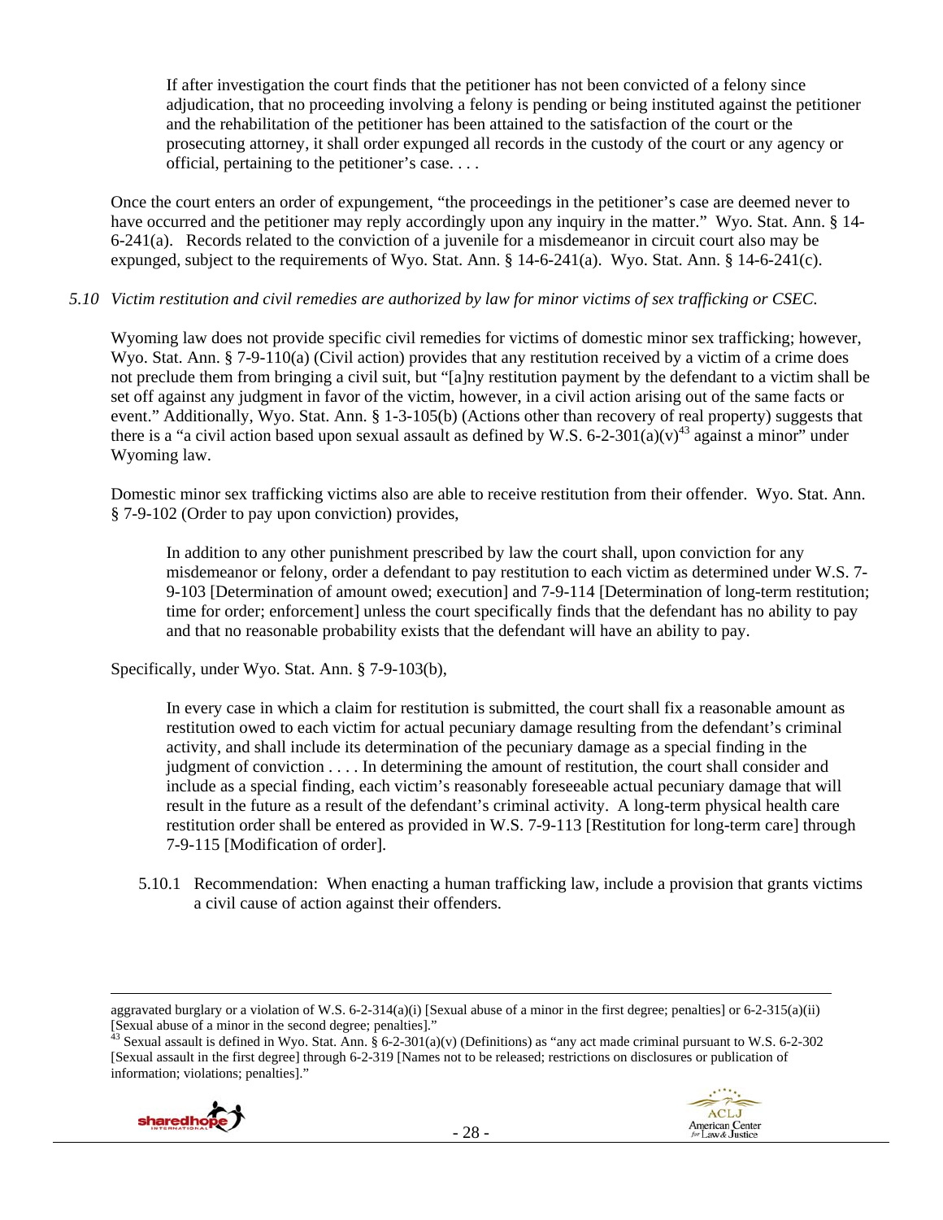> If after investigation the court finds that the petitioner has not been convicted of a felony since adjudication, that no proceeding involving a felony is pending or being instituted against the petitioner and the rehabilitation of the petitioner has been attained to the satisfaction of the court or the prosecuting attorney, it shall order expunged all records in the custody of the court or any agency or official, pertaining to the petitioner's case. . . .

Once the court enters an order of expungement, "the proceedings in the petitioner's case are deemed never to have occurred and the petitioner may reply accordingly upon any inquiry in the matter." Wyo. Stat. Ann. § 14-6-241(a). Records related to the conviction of a juvenile for a misdemeanor in circuit court also may be expunged, subject to the requirements of Wyo. Stat. Ann. § 14-6-241(a). Wyo. Stat. Ann. § 14-6-241(c).

*5.10 Victim restitution and civil remedies are authorized by law for minor victims of sex trafficking or CSEC.*

Wyoming law does not provide specific civil remedies for victims of domestic minor sex trafficking; however, Wyo. Stat. Ann. § 7-9-110(a) (Civil action) provides that any restitution received by a victim of a crime does not preclude them from bringing a civil suit, but "[a]ny restitution payment by the defendant to a victim shall be set off against any judgment in favor of the victim, however, in a civil action arising out of the same facts or event." Additionally, Wyo. Stat. Ann. § 1-3-105(b) (Actions other than recovery of real property) suggests that there is a "a civil action based upon sexual assault as defined by W.S. 6-2-301(a)(v)[43] against a minor" under Wyoming law.

Domestic minor sex trafficking victims also are able to receive restitution from their offender. Wyo. Stat. Ann. § 7-9-102 (Order to pay upon conviction) provides,

> In addition to any other punishment prescribed by law the court shall, upon conviction for any misdemeanor or felony, order a defendant to pay restitution to each victim as determined under W.S. 7-9-103 [Determination of amount owed; execution] and 7-9-114 [Determination of long-term restitution; time for order; enforcement] unless the court specifically finds that the defendant has no ability to pay and that no reasonable probability exists that the defendant will have an ability to pay.

Specifically, under Wyo. Stat. Ann. § 7-9-103(b),

> In every case in which a claim for restitution is submitted, the court shall fix a reasonable amount as restitution owed to each victim for actual pecuniary damage resulting from the defendant's criminal activity, and shall include its determination of the pecuniary damage as a special finding in the judgment of conviction . . . . In determining the amount of restitution, the court shall consider and include as a special finding, each victim's reasonably foreseeable actual pecuniary damage that will result in the future as a result of the defendant's criminal activity. A long-term physical health care restitution order shall be entered as provided in W.S. 7-9-113 [Restitution for long-term care] through 7-9-115 [Modification of order].

5.10.1 Recommendation: When enacting a human trafficking law, include a provision that grants victims a civil cause of action against their offenders.

---

aggravated burglary or a violation of W.S. 6-2-314(a)(i) [Sexual abuse of a minor in the first degree; penalties] or 6-2-315(a)(ii) [Sexual abuse of a minor in the second degree; penalties]."

[43] Sexual assault is defined in Wyo. Stat. Ann. § 6-2-301(a)(v) (Definitions) as "any act made criminal pursuant to W.S. 6-2-302 [Sexual assault in the first degree] through 6-2-319 [Names not to be released; restrictions on disclosures or publication of information; violations; penalties]."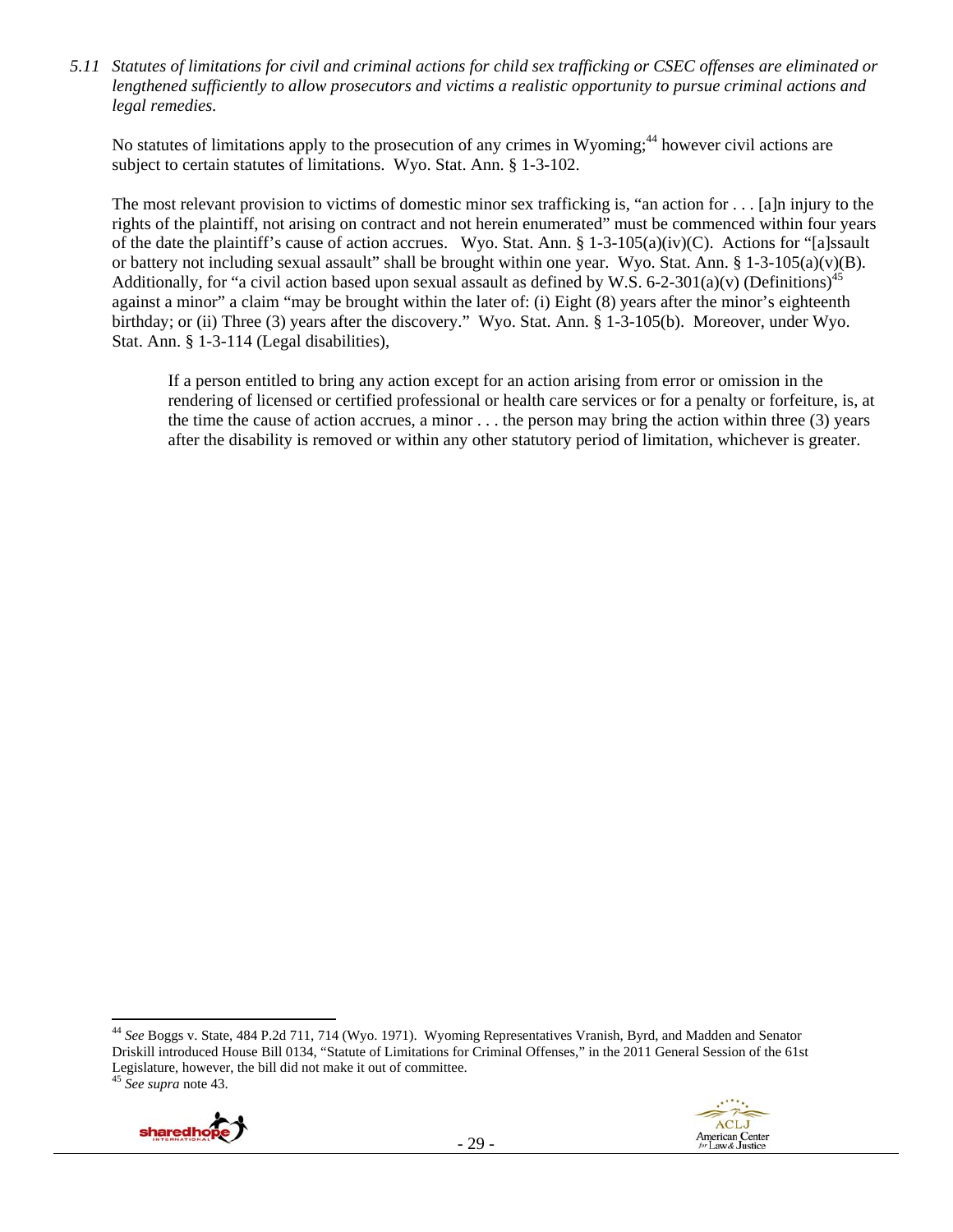*5.11 Statutes of limitations for civil and criminal actions for child sex trafficking or CSEC offenses are eliminated or lengthened sufficiently to allow prosecutors and victims a realistic opportunity to pursue criminal actions and legal remedies.*

No statutes of limitations apply to the prosecution of any crimes in Wyoming;[44] however civil actions are subject to certain statutes of limitations. Wyo. Stat. Ann. § 1-3-102.

The most relevant provision to victims of domestic minor sex trafficking is, "an action for . . . [a]n injury to the rights of the plaintiff, not arising on contract and not herein enumerated" must be commenced within four years of the date the plaintiff's cause of action accrues. Wyo. Stat. Ann. § 1-3-105(a)(iv)(C). Actions for "[a]ssault or battery not including sexual assault" shall be brought within one year. Wyo. Stat. Ann. § 1-3-105(a)(v)(B). Additionally, for "a civil action based upon sexual assault as defined by W.S. 6-2-301(a)(v) (Definitions)[45] against a minor" a claim "may be brought within the later of: (i) Eight (8) years after the minor's eighteenth birthday; or (ii) Three (3) years after the discovery." Wyo. Stat. Ann. § 1-3-105(b). Moreover, under Wyo. Stat. Ann. § 1-3-114 (Legal disabilities),

> If a person entitled to bring any action except for an action arising from error or omission in the rendering of licensed or certified professional or health care services or for a penalty or forfeiture, is, at the time the cause of action accrues, a minor . . . the person may bring the action within three (3) years after the disability is removed or within any other statutory period of limitation, whichever is greater.

---

[44] *See* Boggs v. State, 484 P.2d 711, 714 (Wyo. 1971). Wyoming Representatives Vranish, Byrd, and Madden and Senator Driskill introduced House Bill 0134, "Statute of Limitations for Criminal Offenses," in the 2011 General Session of the 61st Legislature, however, the bill did not make it out of committee.

[45] *See supra* note 43.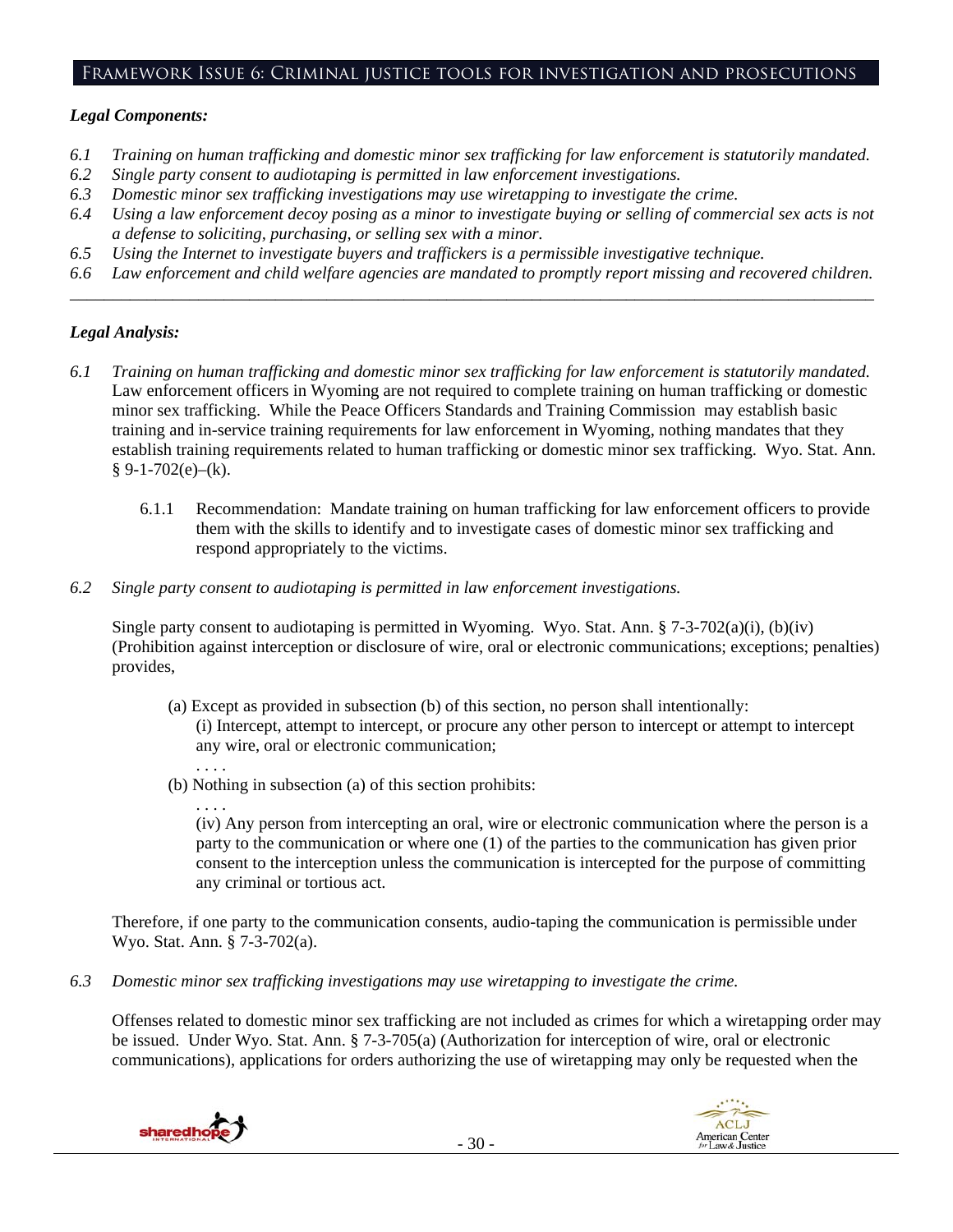## Framework Issue 6: Criminal justice tools for investigation and prosecutions

### *Legal Components:*

*6.1 Training on human trafficking and domestic minor sex trafficking for law enforcement is statutorily mandated.*
*6.2 Single party consent to audiotaping is permitted in law enforcement investigations.*
*6.3 Domestic minor sex trafficking investigations may use wiretapping to investigate the crime.*
*6.4 Using a law enforcement decoy posing as a minor to investigate buying or selling of commercial sex acts is not a defense to soliciting, purchasing, or selling sex with a minor.*
*6.5 Using the Internet to investigate buyers and traffickers is a permissible investigative technique.*
*6.6 Law enforcement and child welfare agencies are mandated to promptly report missing and recovered children.*

---

### *Legal Analysis:*

*6.1 Training on human trafficking and domestic minor sex trafficking for law enforcement is statutorily mandated.*

Law enforcement officers in Wyoming are not required to complete training on human trafficking or domestic minor sex trafficking. While the Peace Officers Standards and Training Commission may establish basic training and in-service training requirements for law enforcement in Wyoming, nothing mandates that they establish training requirements related to human trafficking or domestic minor sex trafficking. Wyo. Stat. Ann. § 9-1-702(e)–(k).

6.1.1 Recommendation: Mandate training on human trafficking for law enforcement officers to provide them with the skills to identify and to investigate cases of domestic minor sex trafficking and respond appropriately to the victims.

*6.2 Single party consent to audiotaping is permitted in law enforcement investigations.*

Single party consent to audiotaping is permitted in Wyoming. Wyo. Stat. Ann. § 7-3-702(a)(i), (b)(iv) (Prohibition against interception or disclosure of wire, oral or electronic communications; exceptions; penalties) provides,

> (a) Except as provided in subsection (b) of this section, no person shall intentionally:
> (i) Intercept, attempt to intercept, or procure any other person to intercept or attempt to intercept any wire, oral or electronic communication;
> . . . .
> (b) Nothing in subsection (a) of this section prohibits:
> . . . .
> (iv) Any person from intercepting an oral, wire or electronic communication where the person is a party to the communication or where one (1) of the parties to the communication has given prior consent to the interception unless the communication is intercepted for the purpose of committing any criminal or tortious act.

Therefore, if one party to the communication consents, audio-taping the communication is permissible under Wyo. Stat. Ann. § 7-3-702(a).

*6.3 Domestic minor sex trafficking investigations may use wiretapping to investigate the crime.*

Offenses related to domestic minor sex trafficking are not included as crimes for which a wiretapping order may be issued. Under Wyo. Stat. Ann. § 7-3-705(a) (Authorization for interception of wire, oral or electronic communications), applications for orders authorizing the use of wiretapping may only be requested when the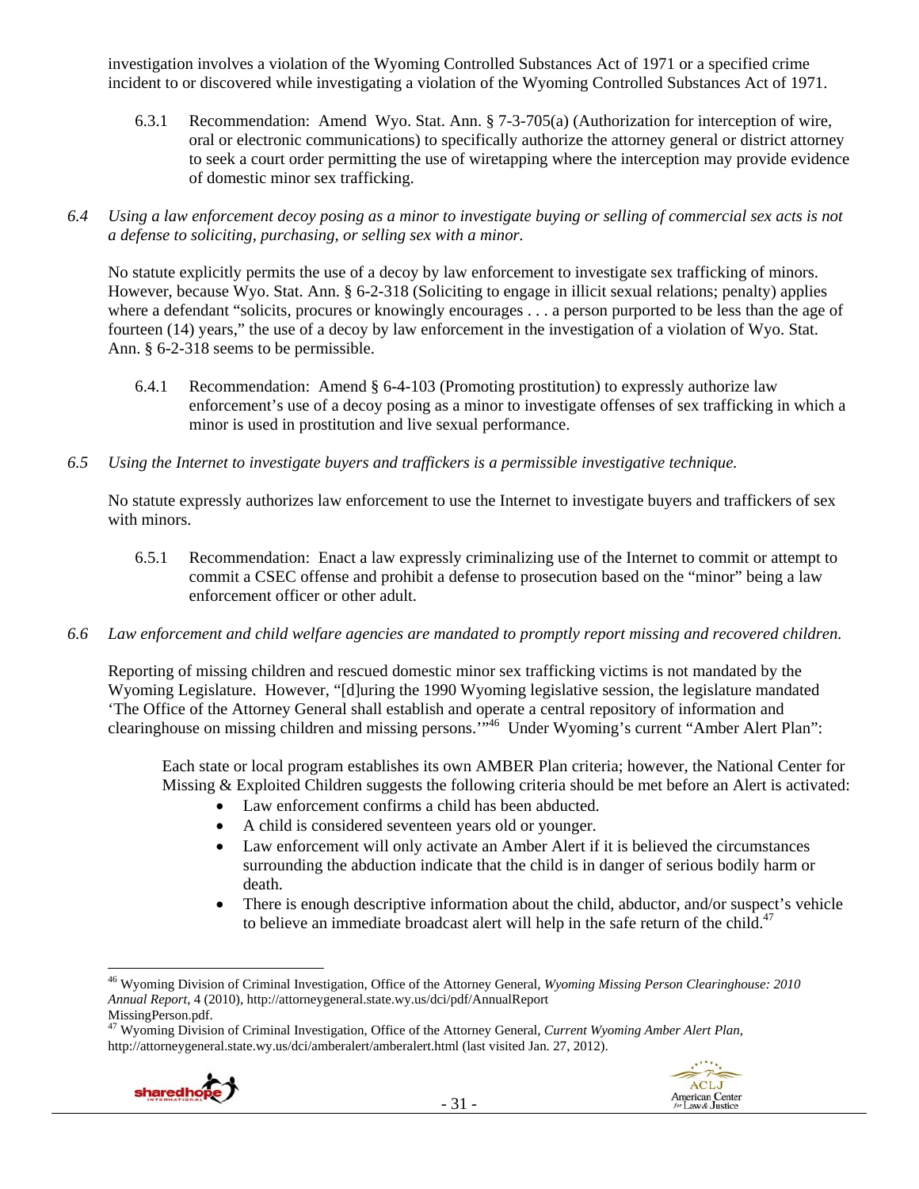investigation involves a violation of the Wyoming Controlled Substances Act of 1971 or a specified crime incident to or discovered while investigating a violation of the Wyoming Controlled Substances Act of 1971.

6.3.1 Recommendation: Amend Wyo. Stat. Ann. § 7-3-705(a) (Authorization for interception of wire, oral or electronic communications) to specifically authorize the attorney general or district attorney to seek a court order permitting the use of wiretapping where the interception may provide evidence of domestic minor sex trafficking.

*6.4 Using a law enforcement decoy posing as a minor to investigate buying or selling of commercial sex acts is not a defense to soliciting, purchasing, or selling sex with a minor.*

No statute explicitly permits the use of a decoy by law enforcement to investigate sex trafficking of minors. However, because Wyo. Stat. Ann. § 6-2-318 (Soliciting to engage in illicit sexual relations; penalty) applies where a defendant "solicits, procures or knowingly encourages . . . a person purported to be less than the age of fourteen (14) years," the use of a decoy by law enforcement in the investigation of a violation of Wyo. Stat. Ann. § 6-2-318 seems to be permissible.

6.4.1 Recommendation: Amend § 6-4-103 (Promoting prostitution) to expressly authorize law enforcement's use of a decoy posing as a minor to investigate offenses of sex trafficking in which a minor is used in prostitution and live sexual performance.

*6.5 Using the Internet to investigate buyers and traffickers is a permissible investigative technique.*

No statute expressly authorizes law enforcement to use the Internet to investigate buyers and traffickers of sex with minors.

6.5.1 Recommendation: Enact a law expressly criminalizing use of the Internet to commit or attempt to commit a CSEC offense and prohibit a defense to prosecution based on the "minor" being a law enforcement officer or other adult.

*6.6 Law enforcement and child welfare agencies are mandated to promptly report missing and recovered children.*

Reporting of missing children and rescued domestic minor sex trafficking victims is not mandated by the Wyoming Legislature. However, "[d]uring the 1990 Wyoming legislative session, the legislature mandated 'The Office of the Attorney General shall establish and operate a central repository of information and clearinghouse on missing children and missing persons.'"[46] Under Wyoming's current "Amber Alert Plan":

> Each state or local program establishes its own AMBER Plan criteria; however, the National Center for Missing & Exploited Children suggests the following criteria should be met before an Alert is activated:
>
> - Law enforcement confirms a child has been abducted.
> - A child is considered seventeen years old or younger.
> - Law enforcement will only activate an Amber Alert if it is believed the circumstances surrounding the abduction indicate that the child is in danger of serious bodily harm or death.
> - There is enough descriptive information about the child, abductor, and/or suspect's vehicle to believe an immediate broadcast alert will help in the safe return of the child.[47]

---

[46] Wyoming Division of Criminal Investigation, Office of the Attorney General, *Wyoming Missing Person Clearinghouse: 2010 Annual Report*, 4 (2010), http://attorneygeneral.state.wy.us/dci/pdf/AnnualReport MissingPerson.pdf.

[47] Wyoming Division of Criminal Investigation, Office of the Attorney General, *Current Wyoming Amber Alert Plan*, http://attorneygeneral.state.wy.us/dci/amberalert/amberalert.html (last visited Jan. 27, 2012).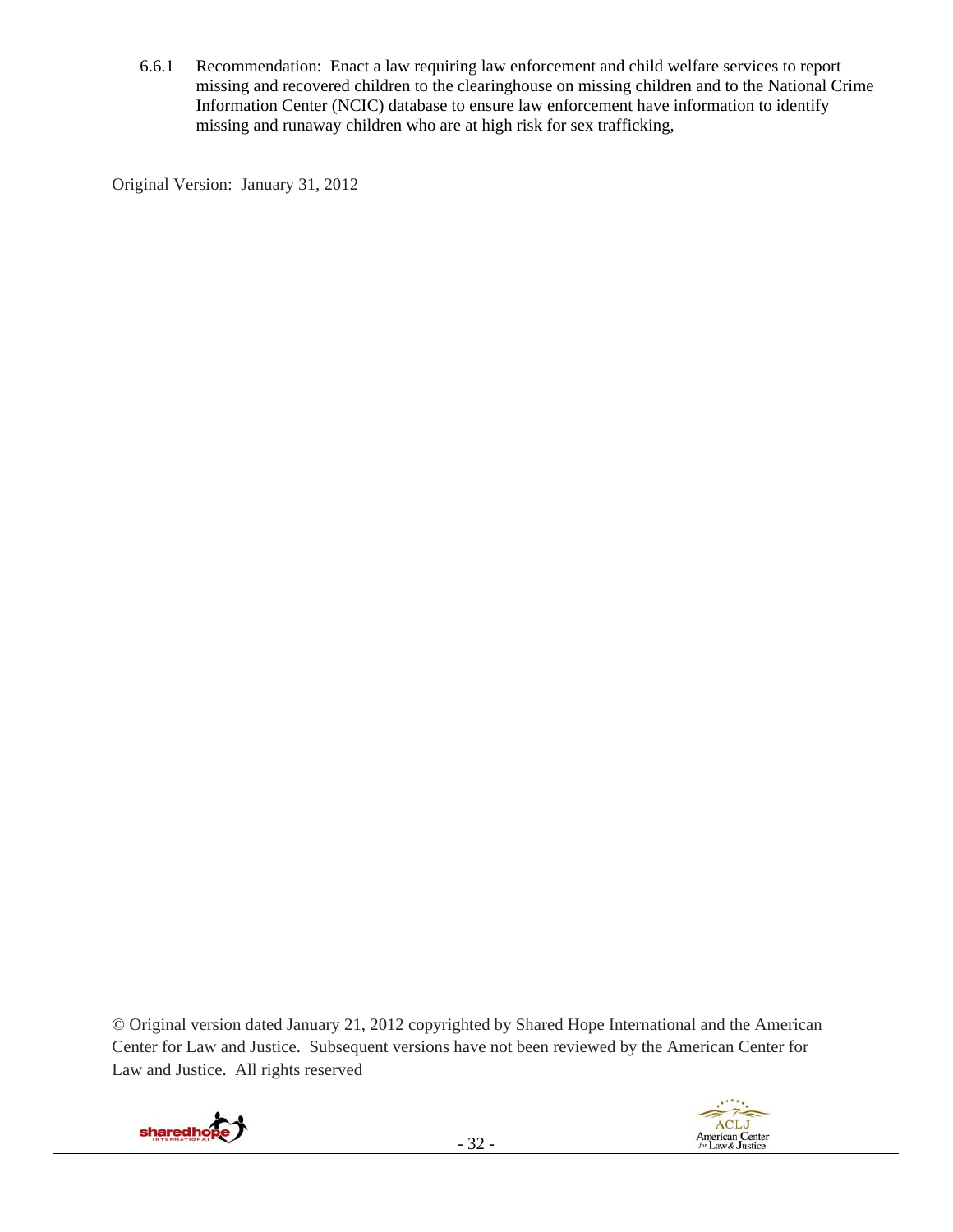6.6.1 Recommendation: Enact a law requiring law enforcement and child welfare services to report missing and recovered children to the clearinghouse on missing children and to the National Crime Information Center (NCIC) database to ensure law enforcement have information to identify missing and runaway children who are at high risk for sex trafficking,

Original Version: January 31, 2012

© Original version dated January 21, 2012 copyrighted by Shared Hope International and the American Center for Law and Justice. Subsequent versions have not been reviewed by the American Center for Law and Justice. All rights reserved